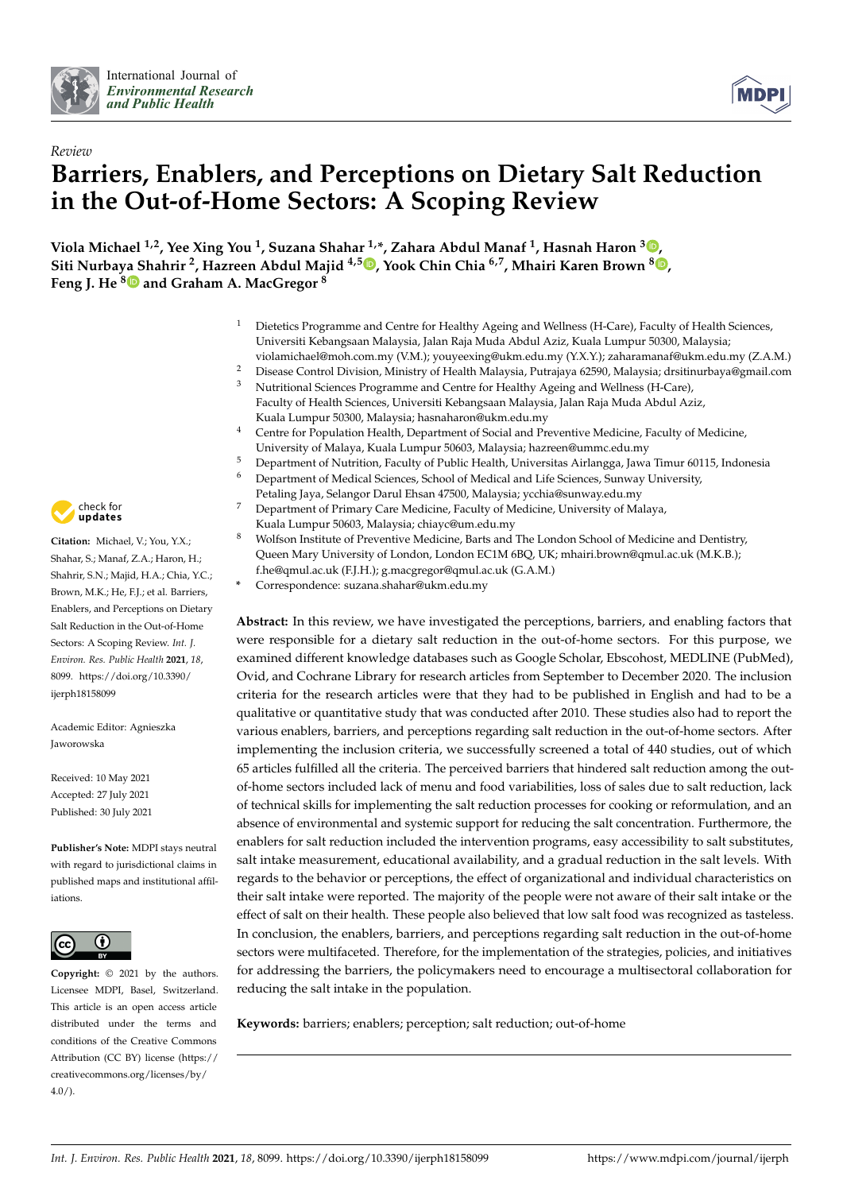*Review*

# Barriers, Enablers, and Perceptions on Dietary Salt Reduction in the Out-of-Home Sectors: A Scoping Review

**Viola Michael [1,2], Yee Xing You [1], Suzana Shahar [1,*], Zahara Abdul Manaf [1], Hasnah Haron [3], Siti Nurbaya Shahrir [2], Hazreen Abdul Majid [4,5], Yook Chin Chia [6,7], Mhairi Karen Brown [8], Feng J. He [8] and Graham A. MacGregor [8]**

[1] Dietetics Programme and Centre for Healthy Ageing and Wellness (H-Care), Faculty of Health Sciences, Universiti Kebangsaan Malaysia, Jalan Raja Muda Abdul Aziz, Kuala Lumpur 50300, Malaysia; violamichael@moh.com.my (V.M.); youyeexing@ukm.edu.my (Y.X.Y.); zaharamanaf@ukm.edu.my (Z.A.M.)
[2] Disease Control Division, Ministry of Health Malaysia, Putrajaya 62590, Malaysia; drsitinurbaya@gmail.com
[3] Nutritional Sciences Programme and Centre for Healthy Ageing and Wellness (H-Care), Faculty of Health Sciences, Universiti Kebangsaan Malaysia, Jalan Raja Muda Abdul Aziz, Kuala Lumpur 50300, Malaysia; hasnaharon@ukm.edu.my
[4] Centre for Population Health, Department of Social and Preventive Medicine, Faculty of Medicine, University of Malaya, Kuala Lumpur 50603, Malaysia; hazreen@ummc.edu.my
[5] Department of Nutrition, Faculty of Public Health, Universitas Airlangga, Jawa Timur 60115, Indonesia
[6] Department of Medical Sciences, School of Medical and Life Sciences, Sunway University, Petaling Jaya, Selangor Darul Ehsan 47500, Malaysia; ycchia@sunway.edu.my
[7] Department of Primary Care Medicine, Faculty of Medicine, University of Malaya, Kuala Lumpur 50603, Malaysia; chiayc@um.edu.my
[8] Wolfson Institute of Preventive Medicine, Barts and The London School of Medicine and Dentistry, Queen Mary University of London, London EC1M 6BQ, UK; mhairi.brown@qmul.ac.uk (M.K.B.); f.he@qmul.ac.uk (F.J.H.); g.macgregor@qmul.ac.uk (G.A.M.)
* Correspondence: suzana.shahar@ukm.edu.my

**Citation:** Michael, V.; You, Y.X.; Shahar, S.; Manaf, Z.A.; Haron, H.; Shahrir, S.N.; Majid, H.A.; Chia, Y.C.; Brown, M.K.; He, F.J.; et al. Barriers, Enablers, and Perceptions on Dietary Salt Reduction in the Out-of-Home Sectors: A Scoping Review. *Int. J. Environ. Res. Public Health* **2021**, *18*, 8099. https://doi.org/10.3390/ijerph18158099

Academic Editor: Agnieszka Jaworowska

Received: 10 May 2021
Accepted: 27 July 2021
Published: 30 July 2021

**Publisher's Note:** MDPI stays neutral with regard to jurisdictional claims in published maps and institutional affiliations.

**Copyright:** © 2021 by the authors. Licensee MDPI, Basel, Switzerland. This article is an open access article distributed under the terms and conditions of the Creative Commons Attribution (CC BY) license (https://creativecommons.org/licenses/by/4.0/).

**Abstract:** In this review, we have investigated the perceptions, barriers, and enabling factors that were responsible for a dietary salt reduction in the out-of-home sectors. For this purpose, we examined different knowledge databases such as Google Scholar, Ebscohost, MEDLINE (PubMed), Ovid, and Cochrane Library for research articles from September to December 2020. The inclusion criteria for the research articles were that they had to be published in English and had to be a qualitative or quantitative study that was conducted after 2010. These studies also had to report the various enablers, barriers, and perceptions regarding salt reduction in the out-of-home sectors. After implementing the inclusion criteria, we successfully screened a total of 440 studies, out of which 65 articles fulfilled all the criteria. The perceived barriers that hindered salt reduction among the out-of-home sectors included lack of menu and food variabilities, loss of sales due to salt reduction, lack of technical skills for implementing the salt reduction processes for cooking or reformulation, and an absence of environmental and systemic support for reducing the salt concentration. Furthermore, the enablers for salt reduction included the intervention programs, easy accessibility to salt substitutes, salt intake measurement, educational availability, and a gradual reduction in the salt levels. With regards to the behavior or perceptions, the effect of organizational and individual characteristics on their salt intake were reported. The majority of the people were not aware of their salt intake or the effect of salt on their health. These people also believed that low salt food was recognized as tasteless. In conclusion, the enablers, barriers, and perceptions regarding salt reduction in the out-of-home sectors were multifaceted. Therefore, for the implementation of the strategies, policies, and initiatives for addressing the barriers, the policymakers need to encourage a multisectoral collaboration for reducing the salt intake in the population.

**Keywords:** barriers; enablers; perception; salt reduction; out-of-home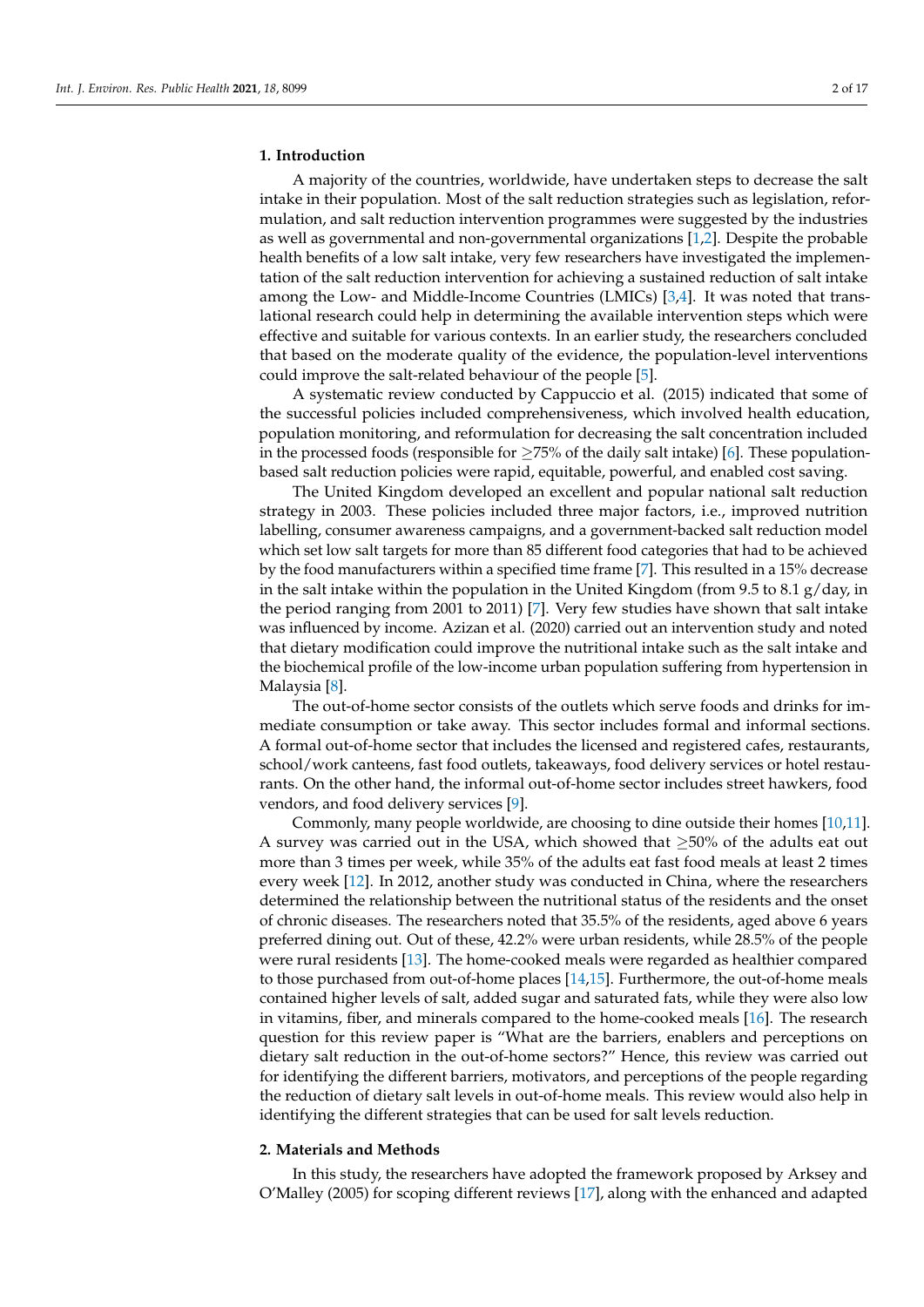## 1. Introduction

A majority of the countries, worldwide, have undertaken steps to decrease the salt intake in their population. Most of the salt reduction strategies such as legislation, reformulation, and salt reduction intervention programmes were suggested by the industries as well as governmental and non-governmental organizations [1,2]. Despite the probable health benefits of a low salt intake, very few researchers have investigated the implementation of the salt reduction intervention for achieving a sustained reduction of salt intake among the Low- and Middle-Income Countries (LMICs) [3,4]. It was noted that translational research could help in determining the available intervention steps which were effective and suitable for various contexts. In an earlier study, the researchers concluded that based on the moderate quality of the evidence, the population-level interventions could improve the salt-related behaviour of the people [5].

A systematic review conducted by Cappuccio et al. (2015) indicated that some of the successful policies included comprehensiveness, which involved health education, population monitoring, and reformulation for decreasing the salt concentration included in the processed foods (responsible for $\geq$75% of the daily salt intake) [6]. These population-based salt reduction policies were rapid, equitable, powerful, and enabled cost saving.

The United Kingdom developed an excellent and popular national salt reduction strategy in 2003. These policies included three major factors, i.e., improved nutrition labelling, consumer awareness campaigns, and a government-backed salt reduction model which set low salt targets for more than 85 different food categories that had to be achieved by the food manufacturers within a specified time frame [7]. This resulted in a 15% decrease in the salt intake within the population in the United Kingdom (from 9.5 to 8.1 g/day, in the period ranging from 2001 to 2011) [7]. Very few studies have shown that salt intake was influenced by income. Azizan et al. (2020) carried out an intervention study and noted that dietary modification could improve the nutritional intake such as the salt intake and the biochemical profile of the low-income urban population suffering from hypertension in Malaysia [8].

The out-of-home sector consists of the outlets which serve foods and drinks for immediate consumption or take away. This sector includes formal and informal sections. A formal out-of-home sector that includes the licensed and registered cafes, restaurants, school/work canteens, fast food outlets, takeaways, food delivery services or hotel restaurants. On the other hand, the informal out-of-home sector includes street hawkers, food vendors, and food delivery services [9].

Commonly, many people worldwide, are choosing to dine outside their homes [10,11]. A survey was carried out in the USA, which showed that $\geq$50% of the adults eat out more than 3 times per week, while 35% of the adults eat fast food meals at least 2 times every week [12]. In 2012, another study was conducted in China, where the researchers determined the relationship between the nutritional status of the residents and the onset of chronic diseases. The researchers noted that 35.5% of the residents, aged above 6 years preferred dining out. Out of these, 42.2% were urban residents, while 28.5% of the people were rural residents [13]. The home-cooked meals were regarded as healthier compared to those purchased from out-of-home places [14,15]. Furthermore, the out-of-home meals contained higher levels of salt, added sugar and saturated fats, while they were also low in vitamins, fiber, and minerals compared to the home-cooked meals [16]. The research question for this review paper is "What are the barriers, enablers and perceptions on dietary salt reduction in the out-of-home sectors?" Hence, this review was carried out for identifying the different barriers, motivators, and perceptions of the people regarding the reduction of dietary salt levels in out-of-home meals. This review would also help in identifying the different strategies that can be used for salt levels reduction.

## 2. Materials and Methods

In this study, the researchers have adopted the framework proposed by Arksey and O'Malley (2005) for scoping different reviews [17], along with the enhanced and adapted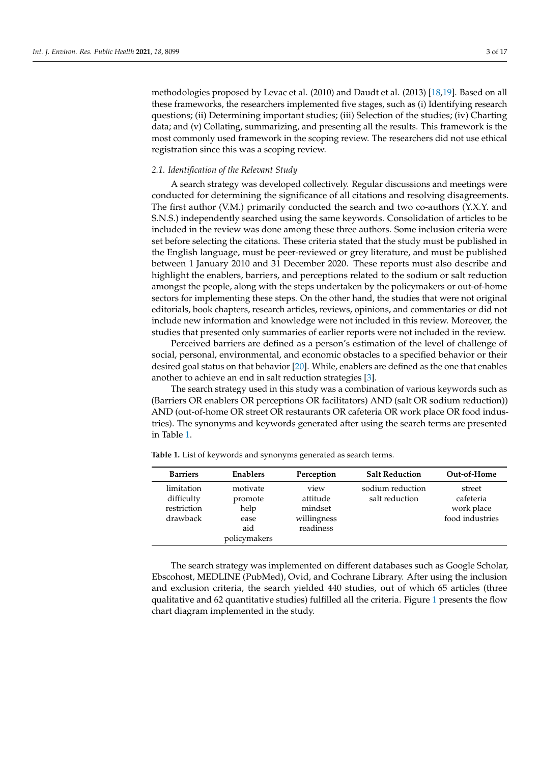methodologies proposed by Levac et al. (2010) and Daudt et al. (2013) [18,19]. Based on all these frameworks, the researchers implemented five stages, such as (i) Identifying research questions; (ii) Determining important studies; (iii) Selection of the studies; (iv) Charting data; and (v) Collating, summarizing, and presenting all the results. This framework is the most commonly used framework in the scoping review. The researchers did not use ethical registration since this was a scoping review.

### 2.1. Identification of the Relevant Study

A search strategy was developed collectively. Regular discussions and meetings were conducted for determining the significance of all citations and resolving disagreements. The first author (V.M.) primarily conducted the search and two co-authors (Y.X.Y. and S.N.S.) independently searched using the same keywords. Consolidation of articles to be included in the review was done among these three authors. Some inclusion criteria were set before selecting the citations. These criteria stated that the study must be published in the English language, must be peer-reviewed or grey literature, and must be published between 1 January 2010 and 31 December 2020. These reports must also describe and highlight the enablers, barriers, and perceptions related to the sodium or salt reduction amongst the people, along with the steps undertaken by the policymakers or out-of-home sectors for implementing these steps. On the other hand, the studies that were not original editorials, book chapters, research articles, reviews, opinions, and commentaries or did not include new information and knowledge were not included in this review. Moreover, the studies that presented only summaries of earlier reports were not included in the review.

Perceived barriers are defined as a person's estimation of the level of challenge of social, personal, environmental, and economic obstacles to a specified behavior or their desired goal status on that behavior [20]. While, enablers are defined as the one that enables another to achieve an end in salt reduction strategies [3].

The search strategy used in this study was a combination of various keywords such as (Barriers OR enablers OR perceptions OR facilitators) AND (salt OR sodium reduction)) AND (out-of-home OR street OR restaurants OR cafeteria OR work place OR food industries). The synonyms and keywords generated after using the search terms are presented in Table 1.

**Table 1.** List of keywords and synonyms generated as search terms.

| Barriers | Enablers | Perception | Salt Reduction | Out-of-Home |
|---|---|---|---|---|
| limitation<br>difficulty<br>restriction<br>drawback | motivate<br>promote<br>help<br>ease<br>aid<br>policymakers | view<br>attitude<br>mindset<br>willingness<br>readiness | sodium reduction<br>salt reduction | street<br>cafeteria<br>work place<br>food industries |

The search strategy was implemented on different databases such as Google Scholar, Ebscohost, MEDLINE (PubMed), Ovid, and Cochrane Library. After using the inclusion and exclusion criteria, the search yielded 440 studies, out of which 65 articles (three qualitative and 62 quantitative studies) fulfilled all the criteria. Figure 1 presents the flow chart diagram implemented in the study.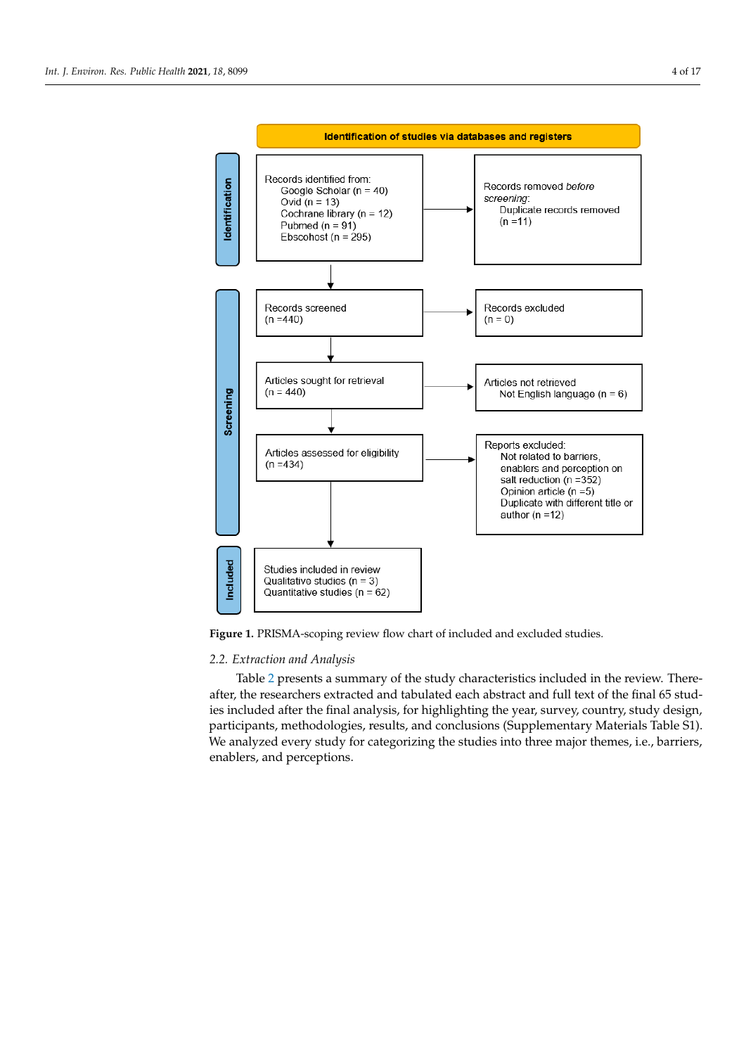Identification of studies via databases and registers

**Identification**

Records identified from:
- Google Scholar (n = 40)
- Ovid (n = 13)
- Cochrane library (n = 12)
- Pubmed (n = 91)
- Ebscohost (n = 295)

Records removed *before screening*:
- Duplicate records removed (n =11)

**Screening**

Records screened (n =440) → Records excluded (n = 0)

Articles sought for retrieval (n = 440) → Articles not retrieved: Not English language (n = 6)

Articles assessed for eligibility (n =434) → Reports excluded:
- Not related to barriers, enablers and perception on salt reduction (n =352)
- Opinion article (n =5)
- Duplicate with different title or author (n =12)

**Included**

Studies included in review
- Qualitative studies (n = 3)
- Quantitative studies (n = 62)

**Figure 1.** PRISMA-scoping review flow chart of included and excluded studies.

### 2.2. Extraction and Analysis

Table 2 presents a summary of the study characteristics included in the review. Thereafter, the researchers extracted and tabulated each abstract and full text of the final 65 studies included after the final analysis, for highlighting the year, survey, country, study design, participants, methodologies, results, and conclusions (Supplementary Materials Table S1). We analyzed every study for categorizing the studies into three major themes, i.e., barriers, enablers, and perceptions.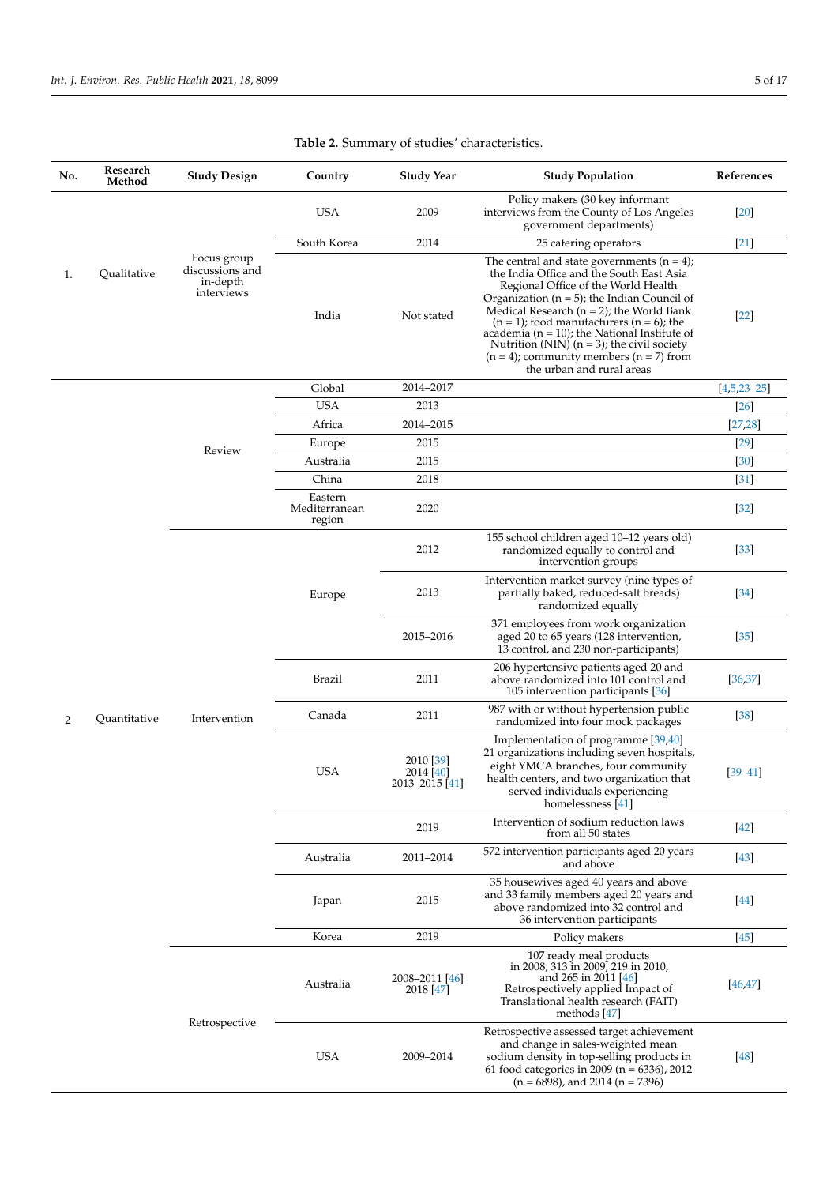**Table 2.** Summary of studies' characteristics.

| No. | Research Method | Study Design | Country | Study Year | Study Population | References |
|---|---|---|---|---|---|---|
| 1. | Qualitative | Focus group discussions and in-depth interviews | USA | 2009 | Policy makers (30 key informant interviews from the County of Los Angeles government departments) | [20] |
| | | | South Korea | 2014 | 25 catering operators | [21] |
| | | | India | Not stated | The central and state governments (n = 4); the India Office and the South East Asia Regional Office of the World Health Organization (n = 5); the Indian Council of Medical Research (n = 2); the World Bank (n = 1); food manufacturers (n = 6); the academia (n = 10); the National Institute of Nutrition (NIN) (n = 3); the civil society (n = 4); community members (n = 7) from the urban and rural areas | [22] |
| 2 | Quantitative | Review | Global | 2014–2017 | | [4,5,23–25] |
| | | | USA | 2013 | | [26] |
| | | | Africa | 2014–2015 | | [27,28] |
| | | | Europe | 2015 | | [29] |
| | | | Australia | 2015 | | [30] |
| | | | China | 2018 | | [31] |
| | | | Eastern Mediterranean region | 2020 | | [32] |
| | | Intervention | Europe | 2012 | 155 school children aged 10–12 years old) randomized equally to control and intervention groups | [33] |
| | | | | 2013 | Intervention market survey (nine types of partially baked, reduced-salt breads) randomized equally | [34] |
| | | | | 2015–2016 | 371 employees from work organization aged 20 to 65 years (128 intervention, 13 control, and 230 non-participants) | [35] |
| | | | Brazil | 2011 | 206 hypertensive patients aged 20 and above randomized into 101 control and 105 intervention participants [36] | [36,37] |
| | | | Canada | 2011 | 987 with or without hypertension public randomized into four mock packages | [38] |
| | | | USA | 2010 [39] 2014 [40] 2013–2015 [41] | Implementation of programme [39,40] 21 organizations including seven hospitals, eight YMCA branches, four community health centers, and two organization that served individuals experiencing homelessness [41] | [39–41] |
| | | | | 2019 | Intervention of sodium reduction laws from all 50 states | [42] |
| | | | Australia | 2011–2014 | 572 intervention participants aged 20 years and above | [43] |
| | | | Japan | 2015 | 35 housewives aged 40 years and above and 33 family members aged 20 years and above randomized into 32 control and 36 intervention participants | [44] |
| | | | Korea | 2019 | Policy makers | [45] |
| | | Retrospective | Australia | 2008–2011 [46] 2018 [47] | 107 ready meal products in 2008, 313 in 2009, 219 in 2010, and 265 in 2011 [46] Retrospectively applied Impact of Translational health research (FAIT) methods [47] | [46,47] |
| | | | USA | 2009–2014 | Retrospective assessed target achievement and change in sales-weighted mean sodium density in top-selling products in 61 food categories in 2009 (n = 6336), 2012 (n = 6898), and 2014 (n = 7396) | [48] |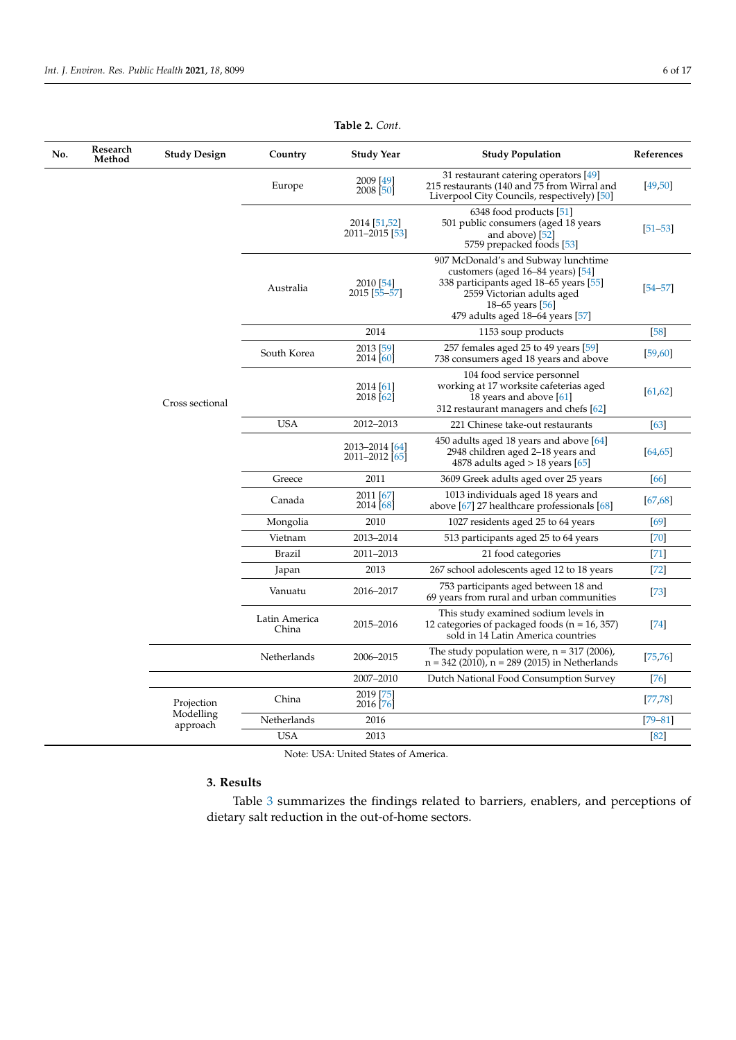**Table 2.** *Cont.*

| No. | Research Method | Study Design | Country | Study Year | Study Population | References |
|---|---|---|---|---|---|---|
| | | | Europe | 2009 [49] 2008 [50] | 31 restaurant catering operators [49] 215 restaurants (140 and 75 from Wirral and Liverpool City Councils, respectively) [50] | [49,50] |
| | | | | 2014 [51,52] 2011–2015 [53] | 6348 food products [51] 501 public consumers (aged 18 years and above) [52] 5759 prepacked foods [53] | [51–53] |
| | | | Australia | 2010 [54] 2015 [55–57] | 907 McDonald's and Subway lunchtime customers (aged 16–84 years) [54] 338 participants aged 18–65 years [55] 2559 Victorian adults aged 18–65 years [56] 479 adults aged 18–64 years [57] | [54–57] |
| | | | | 2014 | 1153 soup products | [58] |
| | | | South Korea | 2013 [59] 2014 [60] | 257 females aged 25 to 49 years [59] 738 consumers aged 18 years and above | [59,60] |
| | | Cross sectional | | 2014 [61] 2018 [62] | 104 food service personnel working at 17 worksite cafeterias aged 18 years and above [61] 312 restaurant managers and chefs [62] | [61,62] |
| | | | USA | 2012–2013 | 221 Chinese take-out restaurants | [63] |
| | | | | 2013–2014 [64] 2011–2012 [65] | 450 adults aged 18 years and above [64] 2948 children aged 2–18 years and 4878 adults aged > 18 years [65] | [64,65] |
| | | | Greece | 2011 | 3609 Greek adults aged over 25 years | [66] |
| | | | Canada | 2011 [67] 2014 [68] | 1013 individuals aged 18 years and above [67] 27 healthcare professionals [68] | [67,68] |
| | | | Mongolia | 2010 | 1027 residents aged 25 to 64 years | [69] |
| | | | Vietnam | 2013–2014 | 513 participants aged 25 to 64 years | [70] |
| | | | Brazil | 2011–2013 | 21 food categories | [71] |
| | | | Japan | 2013 | 267 school adolescents aged 12 to 18 years | [72] |
| | | | Vanuatu | 2016–2017 | 753 participants aged between 18 and 69 years from rural and urban communities | [73] |
| | | | Latin America China | 2015–2016 | This study examined sodium levels in 12 categories of packaged foods (n = 16, 357) sold in 14 Latin America countries | [74] |
| | | | Netherlands | 2006–2015 | The study population were, n = 317 (2006), n = 342 (2010), n = 289 (2015) in Netherlands | [75,76] |
| | | | | 2007–2010 | Dutch National Food Consumption Survey | [76] |
| | | Projection Modelling approach | China | 2019 [75] 2016 [76] | | [77,78] |
| | | | Netherlands | 2016 | | [79–81] |
| | | | USA | 2013 | | [82] |

Note: USA: United States of America.

## 3. Results

Table 3 summarizes the findings related to barriers, enablers, and perceptions of dietary salt reduction in the out-of-home sectors.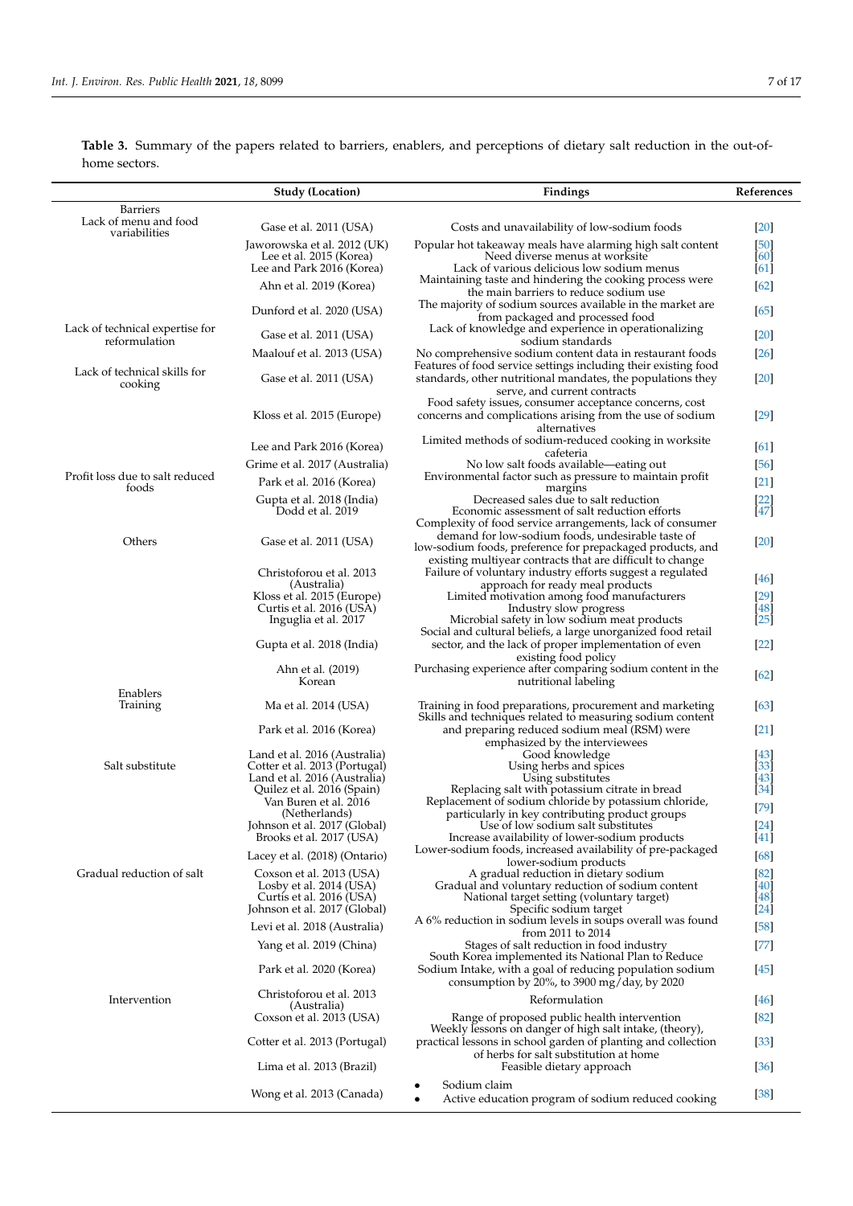**Table 3.** Summary of the papers related to barriers, enablers, and perceptions of dietary salt reduction in the out-of-home sectors.

| | Study (Location) | Findings | References |
|---|---|---|---|
| Barriers | | | |
| Lack of menu and food variabilities | Gase et al. 2011 (USA) | Costs and unavailability of low-sodium foods | [20] |
| | Jaworowska et al. 2012 (UK) | Popular hot takeaway meals have alarming high salt content | [50] |
| | Lee et al. 2015 (Korea) | Need diverse menus at worksite | [60] |
| | Lee and Park 2016 (Korea) | Lack of various delicious low sodium menus | [61] |
| | Ahn et al. 2019 (Korea) | Maintaining taste and hindering the cooking process were the main barriers to reduce sodium use | [62] |
| | Dunford et al. 2020 (USA) | The majority of sodium sources available in the market are from packaged and processed food | [65] |
| Lack of technical expertise for reformulation | Gase et al. 2011 (USA) | Lack of knowledge and experience in operationalizing sodium standards | [20] |
| | Maalouf et al. 2013 (USA) | No comprehensive sodium content data in restaurant foods | [26] |
| Lack of technical skills for cooking | Gase et al. 2011 (USA) | Features of food service settings including their existing food standards, other nutritional mandates, the populations they serve, and current contracts | [20] |
| | Kloss et al. 2015 (Europe) | Food safety issues, consumer acceptance concerns, cost concerns and complications arising from the use of sodium alternatives | [29] |
| | Lee and Park 2016 (Korea) | Limited methods of sodium-reduced cooking in worksite cafeteria | [61] |
| | Grime et al. 2017 (Australia) | No low salt foods available—eating out | [56] |
| Profit loss due to salt reduced foods | Park et al. 2016 (Korea) | Environmental factor such as pressure to maintain profit margins | [21] |
| | Gupta et al. 2018 (India) | Decreased sales due to salt reduction | [22] |
| | Dodd et al. 2019 | Economic assessment of salt reduction efforts | [47] |
| Others | Gase et al. 2011 (USA) | Complexity of food service arrangements, lack of consumer demand for low-sodium foods, undesirable taste of low-sodium foods, preference for prepackaged products, and existing multiyear contracts that are difficult to change | [20] |
| | Christoforou et al. 2013 (Australia) | Failure of voluntary industry efforts suggest a regulated approach for ready meal products | [46] |
| | Kloss et al. 2015 (Europe) | Limited motivation among food manufacturers | [29] |
| | Curtis et al. 2016 (USA) | Industry slow progress | [48] |
| | Inguglia et al. 2017 | Microbial safety in low sodium meat products | [25] |
| | Gupta et al. 2018 (India) | Social and cultural beliefs, a large unorganized food retail sector, and the lack of proper implementation of even existing food policy | [22] |
| | Ahn et al. (2019) Korean | Purchasing experience after comparing sodium content in the nutritional labeling | [62] |
| Enablers | | | |
| Training | Ma et al. 2014 (USA) | Training in food preparations, procurement and marketing | [63] |
| | Park et al. 2016 (Korea) | Skills and techniques related to measuring sodium content and preparing reduced sodium meal (RSM) were emphasized by the interviewees | [21] |
| | Land et al. 2016 (Australia) | Good knowledge | [43] |
| Salt substitute | Cotter et al. 2013 (Portugal) | Using herbs and spices | [33] |
| | Land et al. 2016 (Australia) | Using substitutes | [43] |
| | Quilez et al. 2016 (Spain) | Replacing salt with potassium citrate in bread | [34] |
| | Van Buren et al. 2016 (Netherlands) | Replacement of sodium chloride by potassium chloride, particularly in key contributing product groups | [79] |
| | Johnson et al. 2017 (Global) | Use of low sodium salt substitutes | [24] |
| | Brooks et al. 2017 (USA) | Increase availability of lower-sodium products | [41] |
| | Lacey et al. (2018) (Ontario) | Lower-sodium foods, increased availability of pre-packaged lower-sodium products | [68] |
| Gradual reduction of salt | Coxson et al. 2013 (USA) | A gradual reduction in dietary sodium | [82] |
| | Losby et al. 2014 (USA) | Gradual and voluntary reduction of sodium content | [40] |
| | Curtis et al. 2016 (USA) | National target setting (voluntary target) | [48] |
| | Johnson et al. 2017 (Global) | Specific sodium target | [24] |
| | Levi et al. 2018 (Australia) | A 6% reduction in sodium levels in soups overall was found from 2011 to 2014 | [58] |
| | Yang et al. 2019 (China) | Stages of salt reduction in food industry | [77] |
| | Park et al. 2020 (Korea) | South Korea implemented its National Plan to Reduce Sodium Intake, with a goal of reducing population sodium consumption by 20%, to 3900 mg/day, by 2020 | [45] |
| Intervention | Christoforou et al. 2013 (Australia) | Reformulation | [46] |
| | Coxson et al. 2013 (USA) | Range of proposed public health intervention | [82] |
| | Cotter et al. 2013 (Portugal) | Weekly lessons on danger of high salt intake, (theory), practical lessons in school garden of planting and collection of herbs for salt substitution at home | [33] |
| | Lima et al. 2013 (Brazil) | Feasible dietary approach | [36] |
| | Wong et al. 2013 (Canada) | • Sodium claim<br>• Active education program of sodium reduced cooking | [38] |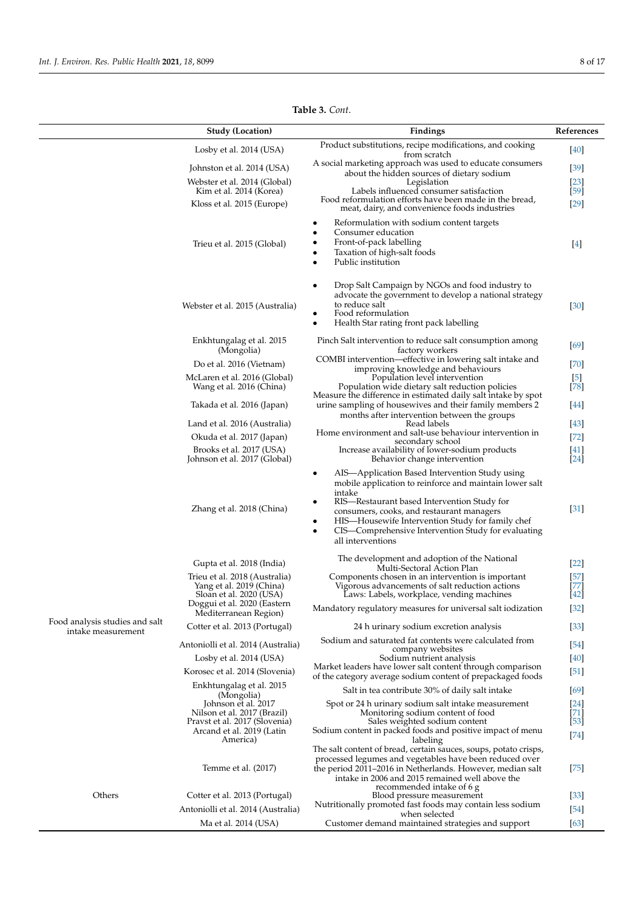**Table 3.** *Cont.*

| | Study (Location) | Findings | References |
|---|---|---|---|
| | Losby et al. 2014 (USA) | Product substitutions, recipe modifications, and cooking from scratch | [40] |
| | Johnston et al. 2014 (USA) | A social marketing approach was used to educate consumers about the hidden sources of dietary sodium | [39] |
| | Webster et al. 2014 (Global) | Legislation | [23] |
| | Kim et al. 2014 (Korea) | Labels influenced consumer satisfaction | [59] |
| | Kloss et al. 2015 (Europe) | Food reformulation efforts have been made in the bread, meat, dairy, and convenience foods industries | [29] |
| | Trieu et al. 2015 (Global) | • Reformulation with sodium content targets <br> • Consumer education <br> • Front-of-pack labelling <br> • Taxation of high-salt foods <br> • Public institution | [4] |
| | Webster et al. 2015 (Australia) | • Drop Salt Campaign by NGOs and food industry to advocate the government to develop a national strategy to reduce salt <br> • Food reformulation <br> • Health Star rating front pack labelling | [30] |
| | Enkhtungalag et al. 2015 (Mongolia) | Pinch Salt intervention to reduce salt consumption among factory workers | [69] |
| | Do et al. 2016 (Vietnam) | COMBI intervention—effective in lowering salt intake and improving knowledge and behaviours | [70] |
| | McLaren et al. 2016 (Global) | Population level intervention | [5] |
| | Wang et al. 2016 (China) | Population wide dietary salt reduction policies | [78] |
| | Takada et al. 2016 (Japan) | Measure the difference in estimated daily salt intake by spot urine sampling of housewives and their family members 2 months after intervention between the groups | [44] |
| | Land et al. 2016 (Australia) | Read labels | [43] |
| | Okuda et al. 2017 (Japan) | Home environment and salt-use behaviour intervention in secondary school | [72] |
| | Brooks et al. 2017 (USA) | Increase availability of lower-sodium products | [41] |
| | Johnson et al. 2017 (Global) | Behavior change intervention | [24] |
| | Zhang et al. 2018 (China) | • AIS—Application Based Intervention Study using mobile application to reinforce and maintain lower salt intake <br> • RIS—Restaurant based Intervention Study for consumers, cooks, and restaurant managers <br> • HIS—Housewife Intervention Study for family chef <br> • CIS—Comprehensive Intervention Study for evaluating all interventions | [31] |
| | Gupta et al. 2018 (India) | The development and adoption of the National Multi-Sectoral Action Plan | [22] |
| | Trieu et al. 2018 (Australia) | Components chosen in an intervention is important | [57] |
| | Yang et al. 2019 (China) | Vigorous advancements of salt reduction actions | [77] |
| | Sloan et al. 2020 (USA) | Laws: Labels, workplace, vending machines | [42] |
| | Doggui et al. 2020 (Eastern Mediterranean Region) | Mandatory regulatory measures for universal salt iodization | [32] |
| Food analysis studies and salt intake measurement | Cotter et al. 2013 (Portugal) | 24 h urinary sodium excretion analysis | [33] |
| | Antoniolli et al. 2014 (Australia) | Sodium and saturated fat contents were calculated from company websites | [54] |
| | Losby et al. 2014 (USA) | Sodium nutrient analysis | [40] |
| | Korosec et al. 2014 (Slovenia) | Market leaders have lower salt content through comparison of the category average sodium content of prepackaged foods | [51] |
| | Enkhtungalag et al. 2015 (Mongolia) | Salt in tea contribute 30% of daily salt intake | [69] |
| | Johnson et al. 2017 | Spot or 24 h urinary salt intake measurement | [24] |
| | Nilson et al. 2017 (Brazil) | Monitoring sodium content of food | [71] |
| | Pravst et al. 2017 (Slovenia) | Sales weighted sodium content | [53] |
| | Arcand et al. 2019 (Latin America) | Sodium content in packed foods and positive impact of menu labeling | [74] |
| | Temme et al. (2017) | The salt content of bread, certain sauces, soups, potato crisps, processed legumes and vegetables have been reduced over the period 2011–2016 in Netherlands. However, median salt intake in 2006 and 2015 remained well above the recommended intake of 6 g | [75] |
| Others | Cotter et al. 2013 (Portugal) | Blood pressure measurement | [33] |
| | Antoniolli et al. 2014 (Australia) | Nutritionally promoted fast foods may contain less sodium when selected | [54] |
| | Ma et al. 2014 (USA) | Customer demand maintained strategies and support | [63] |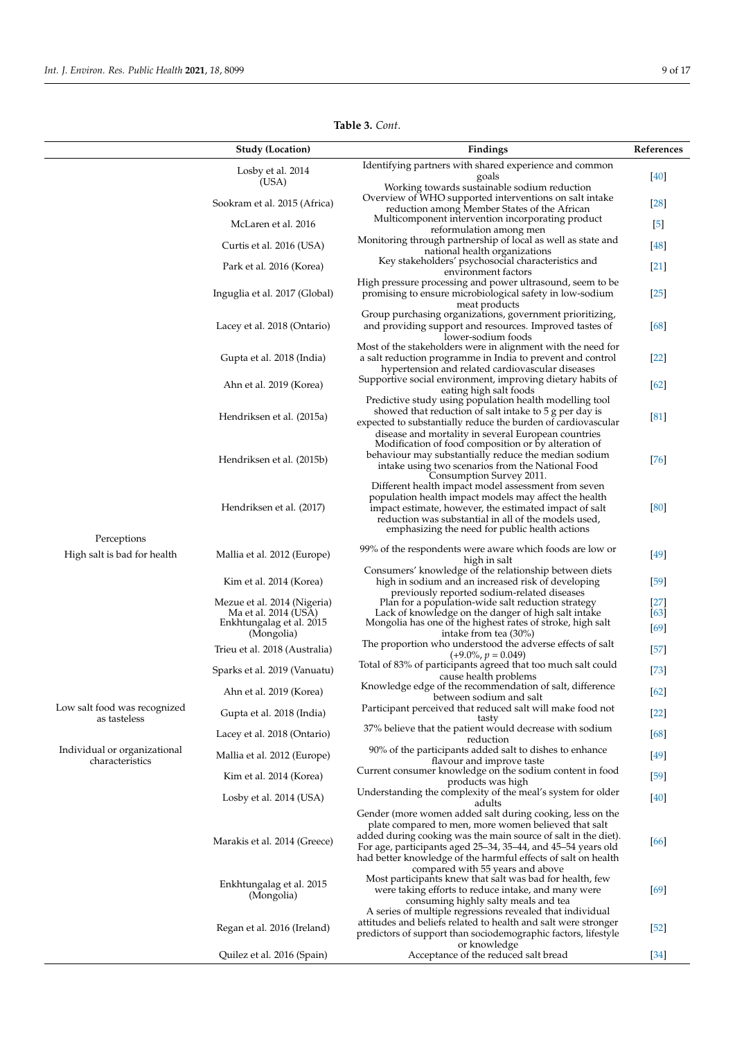**Table 3.** *Cont.*

| | Study (Location) | Findings | References |
|---|---|---|---|
| | Losby et al. 2014 (USA) | Identifying partners with shared experience and common goals<br>Working towards sustainable sodium reduction | [40] |
| | Sookram et al. 2015 (Africa) | Overview of WHO supported interventions on salt intake reduction among Member States of the African | [28] |
| | McLaren et al. 2016 | Multicomponent intervention incorporating product reformulation among men | [5] |
| | Curtis et al. 2016 (USA) | Monitoring through partnership of local as well as state and national health organizations | [48] |
| | Park et al. 2016 (Korea) | Key stakeholders' psychosocial characteristics and environment factors | [21] |
| | Inguglia et al. 2017 (Global) | High pressure processing and power ultrasound, seem to be promising to ensure microbiological safety in low-sodium meat products | [25] |
| | Lacey et al. 2018 (Ontario) | Group purchasing organizations, government prioritizing, and providing support and resources. Improved tastes of lower-sodium foods | [68] |
| | Gupta et al. 2018 (India) | Most of the stakeholders were in alignment with the need for a salt reduction programme in India to prevent and control hypertension and related cardiovascular diseases | [22] |
| | Ahn et al. 2019 (Korea) | Supportive social environment, improving dietary habits of eating high salt foods | [62] |
| | Hendriksen et al. (2015a) | Predictive study using population health modelling tool showed that reduction of salt intake to 5 g per day is expected to substantially reduce the burden of cardiovascular disease and mortality in several European countries | [81] |
| | Hendriksen et al. (2015b) | Modification of food composition or by alteration of behaviour may substantially reduce the median sodium intake using two scenarios from the National Food Consumption Survey 2011. | [76] |
| | Hendriksen et al. (2017) | Different health impact model assessment from seven population health impact models may affect the health impact estimate, however, the estimated impact of salt reduction was substantial in all of the models used, emphasizing the need for public health actions | [80] |
| Perceptions | | | |
| High salt is bad for health | Mallia et al. 2012 (Europe) | 99% of the respondents were aware which foods are low or high in salt | [49] |
| | Kim et al. 2014 (Korea) | Consumers' knowledge of the relationship between diets high in sodium and an increased risk of developing previously reported sodium-related diseases | [59] |
| | Mezue et al. 2014 (Nigeria) | Plan for a population-wide salt reduction strategy | [27] |
| | Ma et al. 2014 (USA) | Lack of knowledge on the danger of high salt intake | [63] |
| | Enkhtungalag et al. 2015 (Mongolia) | Mongolia has one of the highest rates of stroke, high salt intake from tea (30%) | [69] |
| | Trieu et al. 2018 (Australia) | The proportion who understood the adverse effects of salt (+9.0%, $p = 0.049$) | [57] |
| | Sparks et al. 2019 (Vanuatu) | Total of 83% of participants agreed that too much salt could cause health problems | [73] |
| | Ahn et al. 2019 (Korea) | Knowledge edge of the recommendation of salt, difference between sodium and salt | [62] |
| Low salt food was recognized as tasteless | Gupta et al. 2018 (India) | Participant perceived that reduced salt will make food not tasty | [22] |
| | Lacey et al. 2018 (Ontario) | 37% believe that the patient would decrease with sodium reduction | [68] |
| Individual or organizational characteristics | Mallia et al. 2012 (Europe) | 90% of the participants added salt to dishes to enhance flavour and improve taste | [49] |
| | Kim et al. 2014 (Korea) | Current consumer knowledge on the sodium content in food products was high | [59] |
| | Losby et al. 2014 (USA) | Understanding the complexity of the meal's system for older adults | [40] |
| | Marakis et al. 2014 (Greece) | Gender (more women added salt during cooking, less on the plate compared to men, more women believed that salt added during cooking was the main source of salt in the diet). For age, participants aged 25–34, 35–44, and 45–54 years old had better knowledge of the harmful effects of salt on health compared with 55 years and above | [66] |
| | Enkhtungalag et al. 2015 (Mongolia) | Most participants knew that salt was bad for health, few were taking efforts to reduce intake, and many were consuming highly salty meals and tea | [69] |
| | Regan et al. 2016 (Ireland) | A series of multiple regressions revealed that individual attitudes and beliefs related to health and salt were stronger predictors of support than sociodemographic factors, lifestyle or knowledge | [52] |
| | Quilez et al. 2016 (Spain) | Acceptance of the reduced salt bread | [34] |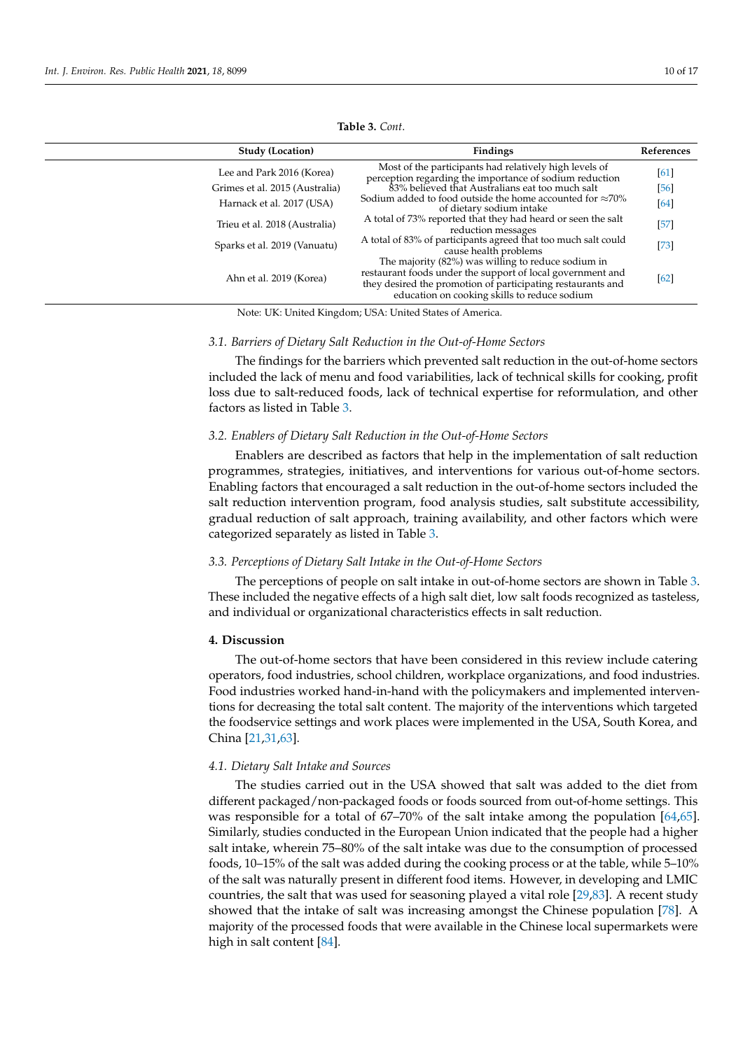**Table 3.** *Cont.*

| Study (Location) | Findings | References |
|---|---|---|
| Lee and Park 2016 (Korea) | Most of the participants had relatively high levels of perception regarding the importance of sodium reduction | [61] |
| Grimes et al. 2015 (Australia) | 83% believed that Australians eat too much salt | [56] |
| Harnack et al. 2017 (USA) | Sodium added to food outside the home accounted for ≈70% of dietary sodium intake | [64] |
| Trieu et al. 2018 (Australia) | A total of 73% reported that they had heard or seen the salt reduction messages | [57] |
| Sparks et al. 2019 (Vanuatu) | A total of 83% of participants agreed that too much salt could cause health problems | [73] |
| Ahn et al. 2019 (Korea) | The majority (82%) was willing to reduce sodium in restaurant foods under the support of local government and they desired the promotion of participating restaurants and education on cooking skills to reduce sodium | [62] |

Note: UK: United Kingdom; USA: United States of America.

### *3.1. Barriers of Dietary Salt Reduction in the Out-of-Home Sectors*

The findings for the barriers which prevented salt reduction in the out-of-home sectors included the lack of menu and food variabilities, lack of technical skills for cooking, profit loss due to salt-reduced foods, lack of technical expertise for reformulation, and other factors as listed in Table 3.

### *3.2. Enablers of Dietary Salt Reduction in the Out-of-Home Sectors*

Enablers are described as factors that help in the implementation of salt reduction programmes, strategies, initiatives, and interventions for various out-of-home sectors. Enabling factors that encouraged a salt reduction in the out-of-home sectors included the salt reduction intervention program, food analysis studies, salt substitute accessibility, gradual reduction of salt approach, training availability, and other factors which were categorized separately as listed in Table 3.

### *3.3. Perceptions of Dietary Salt Intake in the Out-of-Home Sectors*

The perceptions of people on salt intake in out-of-home sectors are shown in Table 3. These included the negative effects of a high salt diet, low salt foods recognized as tasteless, and individual or organizational characteristics effects in salt reduction.

## **4. Discussion**

The out-of-home sectors that have been considered in this review include catering operators, food industries, school children, workplace organizations, and food industries. Food industries worked hand-in-hand with the policymakers and implemented interventions for decreasing the total salt content. The majority of the interventions which targeted the foodservice settings and work places were implemented in the USA, South Korea, and China [21,31,63].

### *4.1. Dietary Salt Intake and Sources*

The studies carried out in the USA showed that salt was added to the diet from different packaged/non-packaged foods or foods sourced from out-of-home settings. This was responsible for a total of 67–70% of the salt intake among the population [64,65]. Similarly, studies conducted in the European Union indicated that the people had a higher salt intake, wherein 75–80% of the salt intake was due to the consumption of processed foods, 10–15% of the salt was added during the cooking process or at the table, while 5–10% of the salt was naturally present in different food items. However, in developing and LMIC countries, the salt that was used for seasoning played a vital role [29,83]. A recent study showed that the intake of salt was increasing amongst the Chinese population [78]. A majority of the processed foods that were available in the Chinese local supermarkets were high in salt content [84].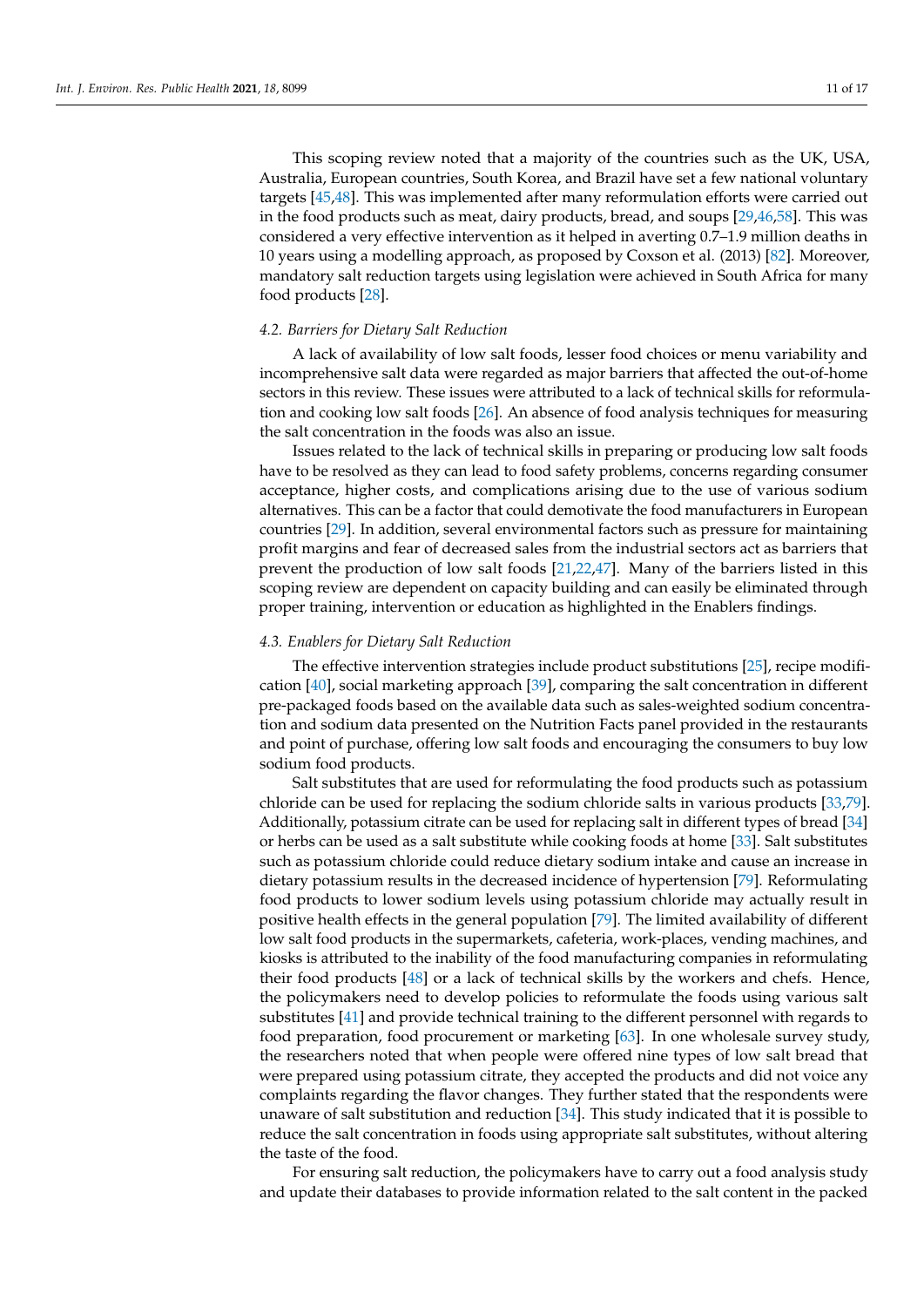This scoping review noted that a majority of the countries such as the UK, USA, Australia, European countries, South Korea, and Brazil have set a few national voluntary targets [45,48]. This was implemented after many reformulation efforts were carried out in the food products such as meat, dairy products, bread, and soups [29,46,58]. This was considered a very effective intervention as it helped in averting 0.7–1.9 million deaths in 10 years using a modelling approach, as proposed by Coxson et al. (2013) [82]. Moreover, mandatory salt reduction targets using legislation were achieved in South Africa for many food products [28].

### 4.2. Barriers for Dietary Salt Reduction

A lack of availability of low salt foods, lesser food choices or menu variability and incomprehensive salt data were regarded as major barriers that affected the out-of-home sectors in this review. These issues were attributed to a lack of technical skills for reformulation and cooking low salt foods [26]. An absence of food analysis techniques for measuring the salt concentration in the foods was also an issue.

Issues related to the lack of technical skills in preparing or producing low salt foods have to be resolved as they can lead to food safety problems, concerns regarding consumer acceptance, higher costs, and complications arising due to the use of various sodium alternatives. This can be a factor that could demotivate the food manufacturers in European countries [29]. In addition, several environmental factors such as pressure for maintaining profit margins and fear of decreased sales from the industrial sectors act as barriers that prevent the production of low salt foods [21,22,47]. Many of the barriers listed in this scoping review are dependent on capacity building and can easily be eliminated through proper training, intervention or education as highlighted in the Enablers findings.

### 4.3. Enablers for Dietary Salt Reduction

The effective intervention strategies include product substitutions [25], recipe modification [40], social marketing approach [39], comparing the salt concentration in different pre-packaged foods based on the available data such as sales-weighted sodium concentration and sodium data presented on the Nutrition Facts panel provided in the restaurants and point of purchase, offering low salt foods and encouraging the consumers to buy low sodium food products.

Salt substitutes that are used for reformulating the food products such as potassium chloride can be used for replacing the sodium chloride salts in various products [33,79]. Additionally, potassium citrate can be used for replacing salt in different types of bread [34] or herbs can be used as a salt substitute while cooking foods at home [33]. Salt substitutes such as potassium chloride could reduce dietary sodium intake and cause an increase in dietary potassium results in the decreased incidence of hypertension [79]. Reformulating food products to lower sodium levels using potassium chloride may actually result in positive health effects in the general population [79]. The limited availability of different low salt food products in the supermarkets, cafeteria, work-places, vending machines, and kiosks is attributed to the inability of the food manufacturing companies in reformulating their food products [48] or a lack of technical skills by the workers and chefs. Hence, the policymakers need to develop policies to reformulate the foods using various salt substitutes [41] and provide technical training to the different personnel with regards to food preparation, food procurement or marketing [63]. In one wholesale survey study, the researchers noted that when people were offered nine types of low salt bread that were prepared using potassium citrate, they accepted the products and did not voice any complaints regarding the flavor changes. They further stated that the respondents were unaware of salt substitution and reduction [34]. This study indicated that it is possible to reduce the salt concentration in foods using appropriate salt substitutes, without altering the taste of the food.

For ensuring salt reduction, the policymakers have to carry out a food analysis study and update their databases to provide information related to the salt content in the packed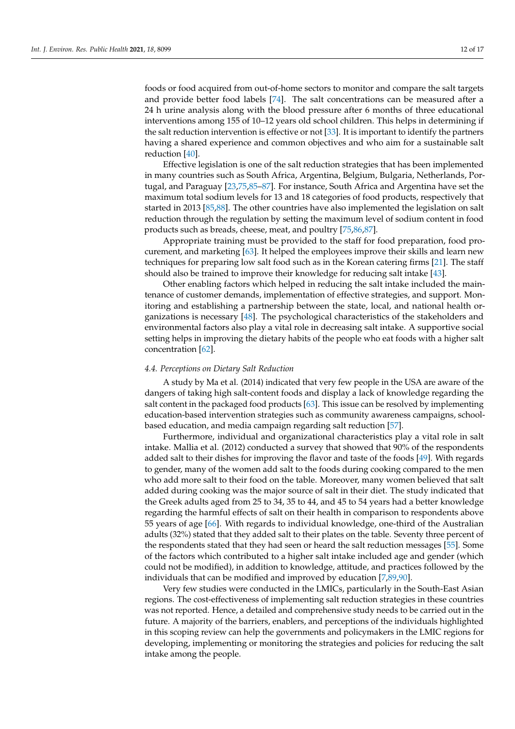foods or food acquired from out-of-home sectors to monitor and compare the salt targets and provide better food labels [74]. The salt concentrations can be measured after a 24 h urine analysis along with the blood pressure after 6 months of three educational interventions among 155 of 10–12 years old school children. This helps in determining if the salt reduction intervention is effective or not [33]. It is important to identify the partners having a shared experience and common objectives and who aim for a sustainable salt reduction [40].

Effective legislation is one of the salt reduction strategies that has been implemented in many countries such as South Africa, Argentina, Belgium, Bulgaria, Netherlands, Portugal, and Paraguay [23,75,85–87]. For instance, South Africa and Argentina have set the maximum total sodium levels for 13 and 18 categories of food products, respectively that started in 2013 [85,88]. The other countries have also implemented the legislation on salt reduction through the regulation by setting the maximum level of sodium content in food products such as breads, cheese, meat, and poultry [75,86,87].

Appropriate training must be provided to the staff for food preparation, food procurement, and marketing [63]. It helped the employees improve their skills and learn new techniques for preparing low salt food such as in the Korean catering firms [21]. The staff should also be trained to improve their knowledge for reducing salt intake [43].

Other enabling factors which helped in reducing the salt intake included the maintenance of customer demands, implementation of effective strategies, and support. Monitoring and establishing a partnership between the state, local, and national health organizations is necessary [48]. The psychological characteristics of the stakeholders and environmental factors also play a vital role in decreasing salt intake. A supportive social setting helps in improving the dietary habits of the people who eat foods with a higher salt concentration [62].

### *4.4. Perceptions on Dietary Salt Reduction*

A study by Ma et al. (2014) indicated that very few people in the USA are aware of the dangers of taking high salt-content foods and display a lack of knowledge regarding the salt content in the packaged food products [63]. This issue can be resolved by implementing education-based intervention strategies such as community awareness campaigns, school-based education, and media campaign regarding salt reduction [57].

Furthermore, individual and organizational characteristics play a vital role in salt intake. Mallia et al. (2012) conducted a survey that showed that 90% of the respondents added salt to their dishes for improving the flavor and taste of the foods [49]. With regards to gender, many of the women add salt to the foods during cooking compared to the men who add more salt to their food on the table. Moreover, many women believed that salt added during cooking was the major source of salt in their diet. The study indicated that the Greek adults aged from 25 to 34, 35 to 44, and 45 to 54 years had a better knowledge regarding the harmful effects of salt on their health in comparison to respondents above 55 years of age [66]. With regards to individual knowledge, one-third of the Australian adults (32%) stated that they added salt to their plates on the table. Seventy three percent of the respondents stated that they had seen or heard the salt reduction messages [55]. Some of the factors which contributed to a higher salt intake included age and gender (which could not be modified), in addition to knowledge, attitude, and practices followed by the individuals that can be modified and improved by education [7,89,90].

Very few studies were conducted in the LMICs, particularly in the South-East Asian regions. The cost-effectiveness of implementing salt reduction strategies in these countries was not reported. Hence, a detailed and comprehensive study needs to be carried out in the future. A majority of the barriers, enablers, and perceptions of the individuals highlighted in this scoping review can help the governments and policymakers in the LMIC regions for developing, implementing or monitoring the strategies and policies for reducing the salt intake among the people.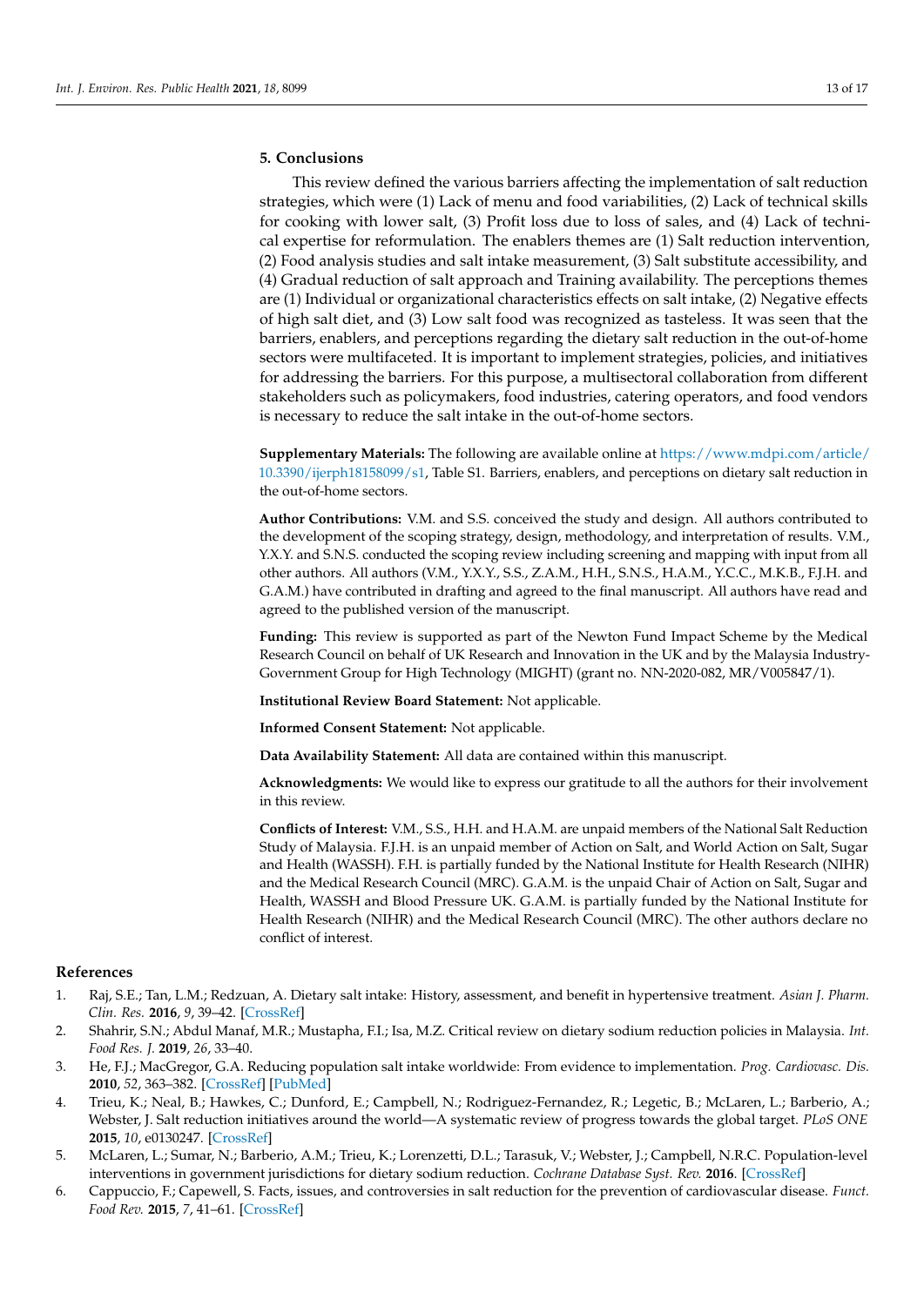## 5. Conclusions

This review defined the various barriers affecting the implementation of salt reduction strategies, which were (1) Lack of menu and food variabilities, (2) Lack of technical skills for cooking with lower salt, (3) Profit loss due to loss of sales, and (4) Lack of technical expertise for reformulation. The enablers themes are (1) Salt reduction intervention, (2) Food analysis studies and salt intake measurement, (3) Salt substitute accessibility, and (4) Gradual reduction of salt approach and Training availability. The perceptions themes are (1) Individual or organizational characteristics effects on salt intake, (2) Negative effects of high salt diet, and (3) Low salt food was recognized as tasteless. It was seen that the barriers, enablers, and perceptions regarding the dietary salt reduction in the out-of-home sectors were multifaceted. It is important to implement strategies, policies, and initiatives for addressing the barriers. For this purpose, a multisectoral collaboration from different stakeholders such as policymakers, food industries, catering operators, and food vendors is necessary to reduce the salt intake in the out-of-home sectors.

**Supplementary Materials:** The following are available online at https://www.mdpi.com/article/10.3390/ijerph18158099/s1, Table S1. Barriers, enablers, and perceptions on dietary salt reduction in the out-of-home sectors.

**Author Contributions:** V.M. and S.S. conceived the study and design. All authors contributed to the development of the scoping strategy, design, methodology, and interpretation of results. V.M., Y.X.Y. and S.N.S. conducted the scoping review including screening and mapping with input from all other authors. All authors (V.M., Y.X.Y., S.S., Z.A.M., H.H., S.N.S., H.A.M., Y.C.C., M.K.B., F.J.H. and G.A.M.) have contributed in drafting and agreed to the final manuscript. All authors have read and agreed to the published version of the manuscript.

**Funding:** This review is supported as part of the Newton Fund Impact Scheme by the Medical Research Council on behalf of UK Research and Innovation in the UK and by the Malaysia Industry-Government Group for High Technology (MIGHT) (grant no. NN-2020-082, MR/V005847/1).

**Institutional Review Board Statement:** Not applicable.

**Informed Consent Statement:** Not applicable.

**Data Availability Statement:** All data are contained within this manuscript.

**Acknowledgments:** We would like to express our gratitude to all the authors for their involvement in this review.

**Conflicts of Interest:** V.M., S.S., H.H. and H.A.M. are unpaid members of the National Salt Reduction Study of Malaysia. F.J.H. is an unpaid member of Action on Salt, and World Action on Salt, Sugar and Health (WASSH). F.H. is partially funded by the National Institute for Health Research (NIHR) and the Medical Research Council (MRC). G.A.M. is the unpaid Chair of Action on Salt, Sugar and Health, WASSH and Blood Pressure UK. G.A.M. is partially funded by the National Institute for Health Research (NIHR) and the Medical Research Council (MRC). The other authors declare no conflict of interest.

## References

1. Raj, S.E.; Tan, L.M.; Redzuan, A. Dietary salt intake: History, assessment, and benefit in hypertensive treatment. *Asian J. Pharm. Clin. Res.* **2016**, *9*, 39–42. [CrossRef]
2. Shahrir, S.N.; Abdul Manaf, M.R.; Mustapha, F.I.; Isa, M.Z. Critical review on dietary sodium reduction policies in Malaysia. *Int. Food Res. J.* **2019**, *26*, 33–40.
3. He, F.J.; MacGregor, G.A. Reducing population salt intake worldwide: From evidence to implementation. *Prog. Cardiovasc. Dis.* **2010**, *52*, 363–382. [CrossRef] [PubMed]
4. Trieu, K.; Neal, B.; Hawkes, C.; Dunford, E.; Campbell, N.; Rodriguez-Fernandez, R.; Legetic, B.; McLaren, L.; Barberio, A.; Webster, J. Salt reduction initiatives around the world—A systematic review of progress towards the global target. *PLoS ONE* **2015**, *10*, e0130247. [CrossRef]
5. McLaren, L.; Sumar, N.; Barberio, A.M.; Trieu, K.; Lorenzetti, D.L.; Tarasuk, V.; Webster, J.; Campbell, N.R.C. Population-level interventions in government jurisdictions for dietary sodium reduction. *Cochrane Database Syst. Rev.* **2016**. [CrossRef]
6. Cappuccio, F.; Capewell, S. Facts, issues, and controversies in salt reduction for the prevention of cardiovascular disease. *Funct. Food Rev.* **2015**, *7*, 41–61. [CrossRef]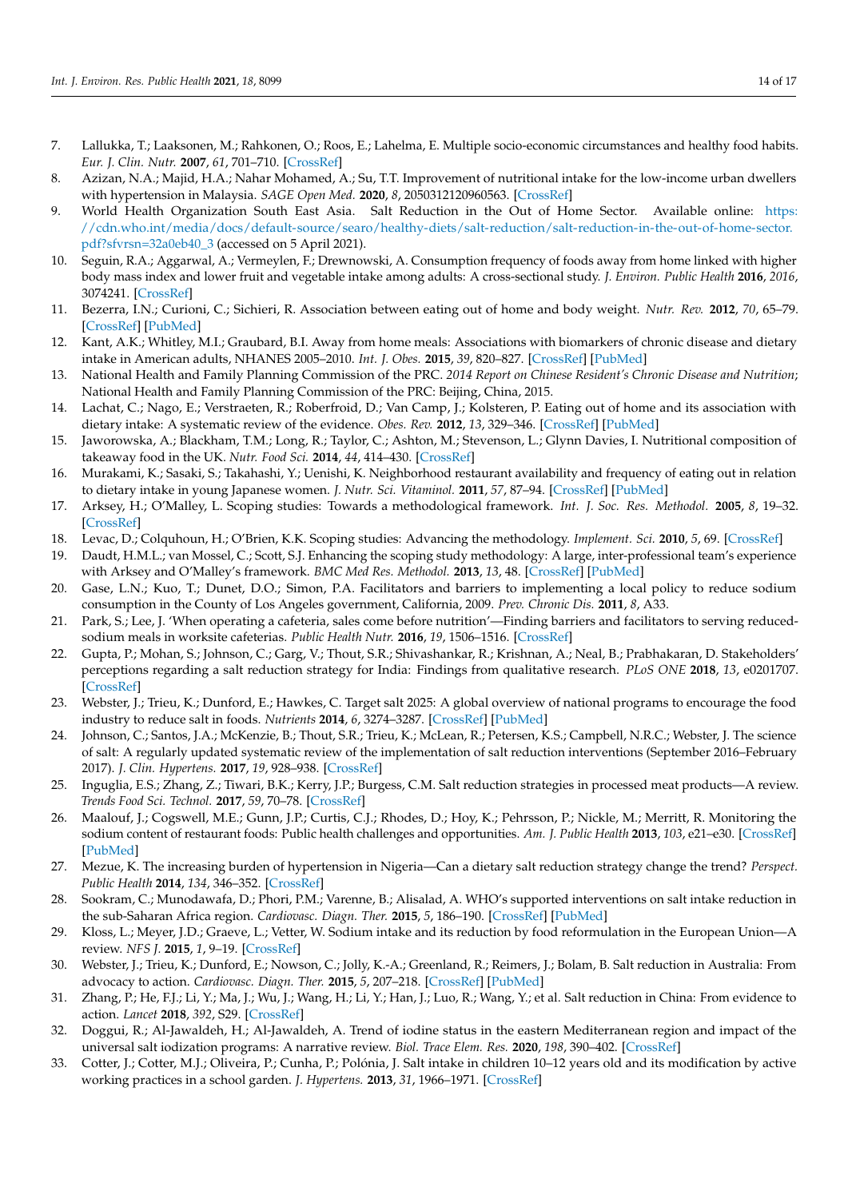7. Lallukka, T.; Laaksonen, M.; Rahkonen, O.; Roos, E.; Lahelma, E. Multiple socio-economic circumstances and healthy food habits. *Eur. J. Clin. Nutr.* **2007**, *61*, 701–710. [CrossRef]
8. Azizan, N.A.; Majid, H.A.; Nahar Mohamed, A.; Su, T.T. Improvement of nutritional intake for the low-income urban dwellers with hypertension in Malaysia. *SAGE Open Med.* **2020**, *8*, 2050312120960563. [CrossRef]
9. World Health Organization South East Asia. Salt Reduction in the Out of Home Sector. Available online: https://cdn.who.int/media/docs/default-source/searo/healthy-diets/salt-reduction/salt-reduction-in-the-out-of-home-sector.pdf?sfvrsn=32a0eb40_3 (accessed on 5 April 2021).
10. Seguin, R.A.; Aggarwal, A.; Vermeylen, F.; Drewnowski, A. Consumption frequency of foods away from home linked with higher body mass index and lower fruit and vegetable intake among adults: A cross-sectional study. *J. Environ. Public Health* **2016**, *2016*, 3074241. [CrossRef]
11. Bezerra, I.N.; Curioni, C.; Sichieri, R. Association between eating out of home and body weight. *Nutr. Rev.* **2012**, *70*, 65–79. [CrossRef] [PubMed]
12. Kant, A.K.; Whitley, M.I.; Graubard, B.I. Away from home meals: Associations with biomarkers of chronic disease and dietary intake in American adults, NHANES 2005–2010. *Int. J. Obes.* **2015**, *39*, 820–827. [CrossRef] [PubMed]
13. National Health and Family Planning Commission of the PRC. *2014 Report on Chinese Resident's Chronic Disease and Nutrition*; National Health and Family Planning Commission of the PRC: Beijing, China, 2015.
14. Lachat, C.; Nago, E.; Verstraeten, R.; Roberfroid, D.; Van Camp, J.; Kolsteren, P. Eating out of home and its association with dietary intake: A systematic review of the evidence. *Obes. Rev.* **2012**, *13*, 329–346. [CrossRef] [PubMed]
15. Jaworowska, A.; Blackham, T.M.; Long, R.; Taylor, C.; Ashton, M.; Stevenson, L.; Glynn Davies, I. Nutritional composition of takeaway food in the UK. *Nutr. Food Sci.* **2014**, *44*, 414–430. [CrossRef]
16. Murakami, K.; Sasaki, S.; Takahashi, Y.; Uenishi, K. Neighborhood restaurant availability and frequency of eating out in relation to dietary intake in young Japanese women. *J. Nutr. Sci. Vitaminol.* **2011**, *57*, 87–94. [CrossRef] [PubMed]
17. Arksey, H.; O'Malley, L. Scoping studies: Towards a methodological framework. *Int. J. Soc. Res. Methodol.* **2005**, *8*, 19–32. [CrossRef]
18. Levac, D.; Colquhoun, H.; O'Brien, K.K. Scoping studies: Advancing the methodology. *Implement. Sci.* **2010**, *5*, 69. [CrossRef]
19. Daudt, H.M.L.; van Mossel, C.; Scott, S.J. Enhancing the scoping study methodology: A large, inter-professional team's experience with Arksey and O'Malley's framework. *BMC Med Res. Methodol.* **2013**, *13*, 48. [CrossRef] [PubMed]
20. Gase, L.N.; Kuo, T.; Dunet, D.O.; Simon, P.A. Facilitators and barriers to implementing a local policy to reduce sodium consumption in the County of Los Angeles government, California, 2009. *Prev. Chronic Dis.* **2011**, *8*, A33.
21. Park, S.; Lee, J. 'When operating a cafeteria, sales come before nutrition'—Finding barriers and facilitators to serving reduced-sodium meals in worksite cafeterias. *Public Health Nutr.* **2016**, *19*, 1506–1516. [CrossRef]
22. Gupta, P.; Mohan, S.; Johnson, C.; Garg, V.; Thout, S.R.; Shivashankar, R.; Krishnan, A.; Neal, B.; Prabhakaran, D. Stakeholders' perceptions regarding a salt reduction strategy for India: Findings from qualitative research. *PLoS ONE* **2018**, *13*, e0201707. [CrossRef]
23. Webster, J.; Trieu, K.; Dunford, E.; Hawkes, C. Target salt 2025: A global overview of national programs to encourage the food industry to reduce salt in foods. *Nutrients* **2014**, *6*, 3274–3287. [CrossRef] [PubMed]
24. Johnson, C.; Santos, J.A.; McKenzie, B.; Thout, S.R.; Trieu, K.; McLean, R.; Petersen, K.S.; Campbell, N.R.C.; Webster, J. The science of salt: A regularly updated systematic review of the implementation of salt reduction interventions (September 2016–February 2017). *J. Clin. Hypertens.* **2017**, *19*, 928–938. [CrossRef]
25. Inguglia, E.S.; Zhang, Z.; Tiwari, B.K.; Kerry, J.P.; Burgess, C.M. Salt reduction strategies in processed meat products—A review. *Trends Food Sci. Technol.* **2017**, *59*, 70–78. [CrossRef]
26. Maalouf, J.; Cogswell, M.E.; Gunn, J.P.; Curtis, C.J.; Rhodes, D.; Hoy, K.; Pehrsson, P.; Nickle, M.; Merritt, R. Monitoring the sodium content of restaurant foods: Public health challenges and opportunities. *Am. J. Public Health* **2013**, *103*, e21–e30. [CrossRef] [PubMed]
27. Mezue, K. The increasing burden of hypertension in Nigeria—Can a dietary salt reduction strategy change the trend? *Perspect. Public Health* **2014**, *134*, 346–352. [CrossRef]
28. Sookram, C.; Munodawafa, D.; Phori, P.M.; Varenne, B.; Alisalad, A. WHO's supported interventions on salt intake reduction in the sub-Saharan Africa region. *Cardiovasc. Diagn. Ther.* **2015**, *5*, 186–190. [CrossRef] [PubMed]
29. Kloss, L.; Meyer, J.D.; Graeve, L.; Vetter, W. Sodium intake and its reduction by food reformulation in the European Union—A review. *NFS J.* **2015**, *1*, 9–19. [CrossRef]
30. Webster, J.; Trieu, K.; Dunford, E.; Nowson, C.; Jolly, K.-A.; Greenland, R.; Reimers, J.; Bolam, B. Salt reduction in Australia: From advocacy to action. *Cardiovasc. Diagn. Ther.* **2015**, *5*, 207–218. [CrossRef] [PubMed]
31. Zhang, P.; He, F.J.; Li, Y.; Ma, J.; Wu, J.; Wang, H.; Li, Y.; Han, J.; Luo, R.; Wang, Y.; et al. Salt reduction in China: From evidence to action. *Lancet* **2018**, *392*, S29. [CrossRef]
32. Doggui, R.; Al-Jawaldeh, H.; Al-Jawaldeh, A. Trend of iodine status in the eastern Mediterranean region and impact of the universal salt iodization programs: A narrative review. *Biol. Trace Elem. Res.* **2020**, *198*, 390–402. [CrossRef]
33. Cotter, J.; Cotter, M.J.; Oliveira, P.; Cunha, P.; Polónia, J. Salt intake in children 10–12 years old and its modification by active working practices in a school garden. *J. Hypertens.* **2013**, *31*, 1966–1971. [CrossRef]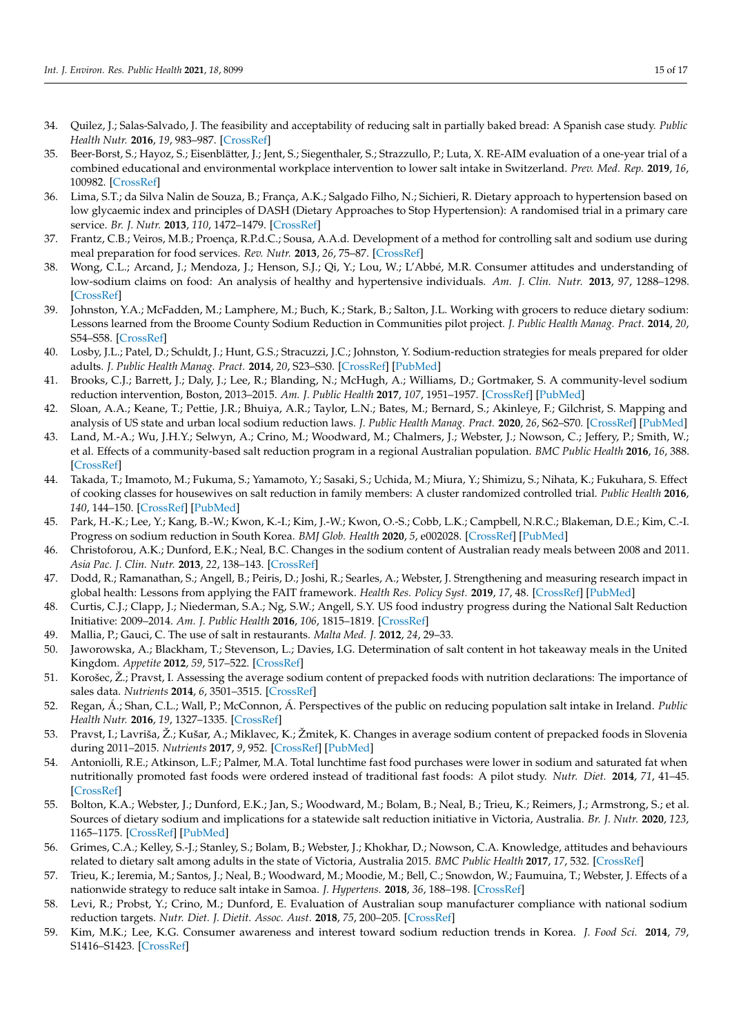34. Quilez, J.; Salas-Salvado, J. The feasibility and acceptability of reducing salt in partially baked bread: A Spanish case study. *Public Health Nutr.* **2016**, *19*, 983–987. [CrossRef]
35. Beer-Borst, S.; Hayoz, S.; Eisenblätter, J.; Jent, S.; Siegenthaler, S.; Strazzullo, P.; Luta, X. RE-AIM evaluation of a one-year trial of a combined educational and environmental workplace intervention to lower salt intake in Switzerland. *Prev. Med. Rep.* **2019**, *16*, 100982. [CrossRef]
36. Lima, S.T.; da Silva Nalin de Souza, B.; França, A.K.; Salgado Filho, N.; Sichieri, R. Dietary approach to hypertension based on low glycaemic index and principles of DASH (Dietary Approaches to Stop Hypertension): A randomised trial in a primary care service. *Br. J. Nutr.* **2013**, *110*, 1472–1479. [CrossRef]
37. Frantz, C.B.; Veiros, M.B.; Proença, R.P.d.C.; Sousa, A.A.d. Development of a method for controlling salt and sodium use during meal preparation for food services. *Rev. Nutr.* **2013**, *26*, 75–87. [CrossRef]
38. Wong, C.L.; Arcand, J.; Mendoza, J.; Henson, S.J.; Qi, Y.; Lou, W.; L'Abbé, M.R. Consumer attitudes and understanding of low-sodium claims on food: An analysis of healthy and hypertensive individuals. *Am. J. Clin. Nutr.* **2013**, *97*, 1288–1298. [CrossRef]
39. Johnston, Y.A.; McFadden, M.; Lamphere, M.; Buch, K.; Stark, B.; Salton, J.L. Working with grocers to reduce dietary sodium: Lessons learned from the Broome County Sodium Reduction in Communities pilot project. *J. Public Health Manag. Pract.* **2014**, *20*, S54–S58. [CrossRef]
40. Losby, J.L.; Patel, D.; Schuldt, J.; Hunt, G.S.; Stracuzzi, J.C.; Johnston, Y. Sodium-reduction strategies for meals prepared for older adults. *J. Public Health Manag. Pract.* **2014**, *20*, S23–S30. [CrossRef] [PubMed]
41. Brooks, C.J.; Barrett, J.; Daly, J.; Lee, R.; Blanding, N.; McHugh, A.; Williams, D.; Gortmaker, S. A community-level sodium reduction intervention, Boston, 2013–2015. *Am. J. Public Health* **2017**, *107*, 1951–1957. [CrossRef] [PubMed]
42. Sloan, A.A.; Keane, T.; Pettie, J.R.; Bhuiya, A.R.; Taylor, L.N.; Bates, M.; Bernard, S.; Akinleye, F.; Gilchrist, S. Mapping and analysis of US state and urban local sodium reduction laws. *J. Public Health Manag. Pract.* **2020**, *26*, S62–S70. [CrossRef] [PubMed]
43. Land, M.-A.; Wu, J.H.Y.; Selwyn, A.; Crino, M.; Woodward, M.; Chalmers, J.; Webster, J.; Nowson, C.; Jeffery, P.; Smith, W.; et al. Effects of a community-based salt reduction program in a regional Australian population. *BMC Public Health* **2016**, *16*, 388. [CrossRef]
44. Takada, T.; Imamoto, M.; Fukuma, S.; Yamamoto, Y.; Sasaki, S.; Uchida, M.; Miura, Y.; Shimizu, S.; Nihata, K.; Fukuhara, S. Effect of cooking classes for housewives on salt reduction in family members: A cluster randomized controlled trial. *Public Health* **2016**, *140*, 144–150. [CrossRef] [PubMed]
45. Park, H.-K.; Lee, Y.; Kang, B.-W.; Kwon, K.-I.; Kim, J.-W.; Kwon, O.-S.; Cobb, L.K.; Campbell, N.R.C.; Blakeman, D.E.; Kim, C.-I. Progress on sodium reduction in South Korea. *BMJ Glob. Health* **2020**, *5*, e002028. [CrossRef] [PubMed]
46. Christoforou, A.K.; Dunford, E.K.; Neal, B.C. Changes in the sodium content of Australian ready meals between 2008 and 2011. *Asia Pac. J. Clin. Nutr.* **2013**, *22*, 138–143. [CrossRef]
47. Dodd, R.; Ramanathan, S.; Angell, B.; Peiris, D.; Joshi, R.; Searles, A.; Webster, J. Strengthening and measuring research impact in global health: Lessons from applying the FAIT framework. *Health Res. Policy Syst.* **2019**, *17*, 48. [CrossRef] [PubMed]
48. Curtis, C.J.; Clapp, J.; Niederman, S.A.; Ng, S.W.; Angell, S.Y. US food industry progress during the National Salt Reduction Initiative: 2009–2014. *Am. J. Public Health* **2016**, *106*, 1815–1819. [CrossRef]
49. Mallia, P.; Gauci, C. The use of salt in restaurants. *Malta Med. J.* **2012**, *24*, 29–33.
50. Jaworowska, A.; Blackham, T.; Stevenson, L.; Davies, I.G. Determination of salt content in hot takeaway meals in the United Kingdom. *Appetite* **2012**, *59*, 517–522. [CrossRef]
51. Korošec, Ž.; Pravst, I. Assessing the average sodium content of prepacked foods with nutrition declarations: The importance of sales data. *Nutrients* **2014**, *6*, 3501–3515. [CrossRef]
52. Regan, Á.; Shan, C.L.; Wall, P.; McConnon, Á. Perspectives of the public on reducing population salt intake in Ireland. *Public Health Nutr.* **2016**, *19*, 1327–1335. [CrossRef]
53. Pravst, I.; Lavriša, Ž.; Kušar, A.; Miklavec, K.; Žmitek, K. Changes in average sodium content of prepacked foods in Slovenia during 2011–2015. *Nutrients* **2017**, *9*, 952. [CrossRef] [PubMed]
54. Antoniolli, R.E.; Atkinson, L.F.; Palmer, M.A. Total lunchtime fast food purchases were lower in sodium and saturated fat when nutritionally promoted fast foods were ordered instead of traditional fast foods: A pilot study. *Nutr. Diet.* **2014**, *71*, 41–45. [CrossRef]
55. Bolton, K.A.; Webster, J.; Dunford, E.K.; Jan, S.; Woodward, M.; Bolam, B.; Neal, B.; Trieu, K.; Reimers, J.; Armstrong, S.; et al. Sources of dietary sodium and implications for a statewide salt reduction initiative in Victoria, Australia. *Br. J. Nutr.* **2020**, *123*, 1165–1175. [CrossRef] [PubMed]
56. Grimes, C.A.; Kelley, S.-J.; Stanley, S.; Bolam, B.; Webster, J.; Khokhar, D.; Nowson, C.A. Knowledge, attitudes and behaviours related to dietary salt among adults in the state of Victoria, Australia 2015. *BMC Public Health* **2017**, *17*, 532. [CrossRef]
57. Trieu, K.; Ieremia, M.; Santos, J.; Neal, B.; Woodward, M.; Moodie, M.; Bell, C.; Snowdon, W.; Faumuina, T.; Webster, J. Effects of a nationwide strategy to reduce salt intake in Samoa. *J. Hypertens.* **2018**, *36*, 188–198. [CrossRef]
58. Levi, R.; Probst, Y.; Crino, M.; Dunford, E. Evaluation of Australian soup manufacturer compliance with national sodium reduction targets. *Nutr. Diet. J. Dietit. Assoc. Aust.* **2018**, *75*, 200–205. [CrossRef]
59. Kim, M.K.; Lee, K.G. Consumer awareness and interest toward sodium reduction trends in Korea. *J. Food Sci.* **2014**, *79*, S1416–S1423. [CrossRef]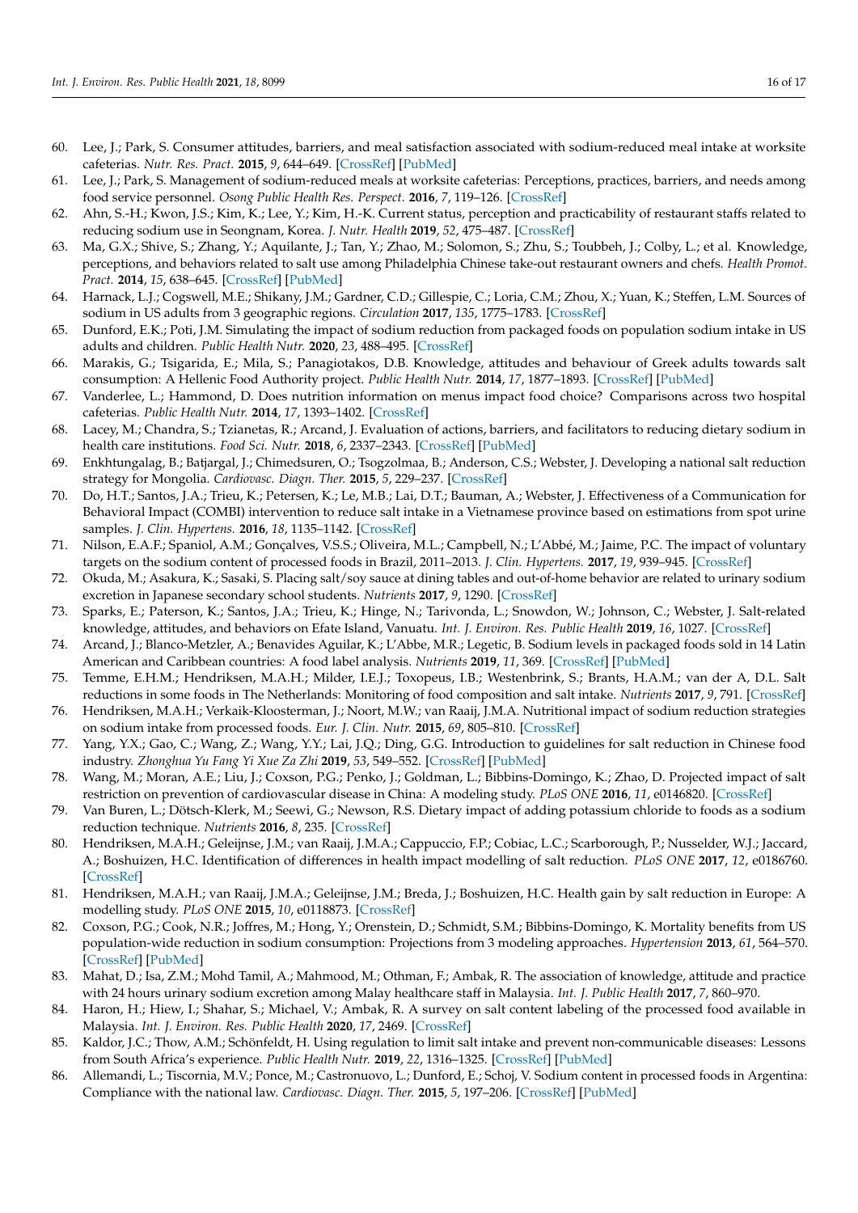60. Lee, J.; Park, S. Consumer attitudes, barriers, and meal satisfaction associated with sodium-reduced meal intake at worksite cafeterias. *Nutr. Res. Pract.* **2015**, *9*, 644–649. [CrossRef] [PubMed]
61. Lee, J.; Park, S. Management of sodium-reduced meals at worksite cafeterias: Perceptions, practices, barriers, and needs among food service personnel. *Osong Public Health Res. Perspect.* **2016**, *7*, 119–126. [CrossRef]
62. Ahn, S.-H.; Kwon, J.S.; Kim, K.; Lee, Y.; Kim, H.-K. Current status, perception and practicability of restaurant staffs related to reducing sodium use in Seongnam, Korea. *J. Nutr. Health* **2019**, *52*, 475–487. [CrossRef]
63. Ma, G.X.; Shive, S.; Zhang, Y.; Aquilante, J.; Tan, Y.; Zhao, M.; Solomon, S.; Zhu, S.; Toubbeh, J.; Colby, L.; et al. Knowledge, perceptions, and behaviors related to salt use among Philadelphia Chinese take-out restaurant owners and chefs. *Health Promot. Pract.* **2014**, *15*, 638–645. [CrossRef] [PubMed]
64. Harnack, L.J.; Cogswell, M.E.; Shikany, J.M.; Gardner, C.D.; Gillespie, C.; Loria, C.M.; Zhou, X.; Yuan, K.; Steffen, L.M. Sources of sodium in US adults from 3 geographic regions. *Circulation* **2017**, *135*, 1775–1783. [CrossRef]
65. Dunford, E.K.; Poti, J.M. Simulating the impact of sodium reduction from packaged foods on population sodium intake in US adults and children. *Public Health Nutr.* **2020**, *23*, 488–495. [CrossRef]
66. Marakis, G.; Tsigarida, E.; Mila, S.; Panagiotakos, D.B. Knowledge, attitudes and behaviour of Greek adults towards salt consumption: A Hellenic Food Authority project. *Public Health Nutr.* **2014**, *17*, 1877–1893. [CrossRef] [PubMed]
67. Vanderlee, L.; Hammond, D. Does nutrition information on menus impact food choice? Comparisons across two hospital cafeterias. *Public Health Nutr.* **2014**, *17*, 1393–1402. [CrossRef]
68. Lacey, M.; Chandra, S.; Tzianetas, R.; Arcand, J. Evaluation of actions, barriers, and facilitators to reducing dietary sodium in health care institutions. *Food Sci. Nutr.* **2018**, *6*, 2337–2343. [CrossRef] [PubMed]
69. Enkhtungalag, B.; Batjargal, J.; Chimedsuren, O.; Tsogzolmaa, B.; Anderson, C.S.; Webster, J. Developing a national salt reduction strategy for Mongolia. *Cardiovasc. Diagn. Ther.* **2015**, *5*, 229–237. [CrossRef]
70. Do, H.T.; Santos, J.A.; Trieu, K.; Petersen, K.; Le, M.B.; Lai, D.T.; Bauman, A.; Webster, J. Effectiveness of a Communication for Behavioral Impact (COMBI) intervention to reduce salt intake in a Vietnamese province based on estimations from spot urine samples. *J. Clin. Hypertens.* **2016**, *18*, 1135–1142. [CrossRef]
71. Nilson, E.A.F.; Spaniol, A.M.; Gonçalves, V.S.S.; Oliveira, M.L.; Campbell, N.; L'Abbé, M.; Jaime, P.C. The impact of voluntary targets on the sodium content of processed foods in Brazil, 2011–2013. *J. Clin. Hypertens.* **2017**, *19*, 939–945. [CrossRef]
72. Okuda, M.; Asakura, K.; Sasaki, S. Placing salt/soy sauce at dining tables and out-of-home behavior are related to urinary sodium excretion in Japanese secondary school students. *Nutrients* **2017**, *9*, 1290. [CrossRef]
73. Sparks, E.; Paterson, K.; Santos, J.A.; Trieu, K.; Hinge, N.; Tarivonda, L.; Snowdon, W.; Johnson, C.; Webster, J. Salt-related knowledge, attitudes, and behaviors on Efate Island, Vanuatu. *Int. J. Environ. Res. Public Health* **2019**, *16*, 1027. [CrossRef]
74. Arcand, J.; Blanco-Metzler, A.; Benavides Aguilar, K.; L'Abbe, M.R.; Legetic, B. Sodium levels in packaged foods sold in 14 Latin American and Caribbean countries: A food label analysis. *Nutrients* **2019**, *11*, 369. [CrossRef] [PubMed]
75. Temme, E.H.M.; Hendriksen, M.A.H.; Milder, I.E.J.; Toxopeus, I.B.; Westenbrink, S.; Brants, H.A.M.; van der A, D.L. Salt reductions in some foods in The Netherlands: Monitoring of food composition and salt intake. *Nutrients* **2017**, *9*, 791. [CrossRef]
76. Hendriksen, M.A.H.; Verkaik-Kloosterman, J.; Noort, M.W.; van Raaij, J.M.A. Nutritional impact of sodium reduction strategies on sodium intake from processed foods. *Eur. J. Clin. Nutr.* **2015**, *69*, 805–810. [CrossRef]
77. Yang, Y.X.; Gao, C.; Wang, Z.; Wang, Y.Y.; Lai, J.Q.; Ding, G.G. Introduction to guidelines for salt reduction in Chinese food industry. *Zhonghua Yu Fang Yi Xue Za Zhi* **2019**, *53*, 549–552. [CrossRef] [PubMed]
78. Wang, M.; Moran, A.E.; Liu, J.; Coxson, P.G.; Penko, J.; Goldman, L.; Bibbins-Domingo, K.; Zhao, D. Projected impact of salt restriction on prevention of cardiovascular disease in China: A modeling study. *PLoS ONE* **2016**, *11*, e0146820. [CrossRef]
79. Van Buren, L.; Dötsch-Klerk, M.; Seewi, G.; Newson, R.S. Dietary impact of adding potassium chloride to foods as a sodium reduction technique. *Nutrients* **2016**, *8*, 235. [CrossRef]
80. Hendriksen, M.A.H.; Geleijnse, J.M.; van Raaij, J.M.A.; Cappuccio, F.P.; Cobiac, L.C.; Scarborough, P.; Nusselder, W.J.; Jaccard, A.; Boshuizen, H.C. Identification of differences in health impact modelling of salt reduction. *PLoS ONE* **2017**, *12*, e0186760. [CrossRef]
81. Hendriksen, M.A.H.; van Raaij, J.M.A.; Geleijnse, J.M.; Breda, J.; Boshuizen, H.C. Health gain by salt reduction in Europe: A modelling study. *PLoS ONE* **2015**, *10*, e0118873. [CrossRef]
82. Coxson, P.G.; Cook, N.R.; Joffres, M.; Hong, Y.; Orenstein, D.; Schmidt, S.M.; Bibbins-Domingo, K. Mortality benefits from US population-wide reduction in sodium consumption: Projections from 3 modeling approaches. *Hypertension* **2013**, *61*, 564–570. [CrossRef] [PubMed]
83. Mahat, D.; Isa, Z.M.; Mohd Tamil, A.; Mahmood, M.; Othman, F.; Ambak, R. The association of knowledge, attitude and practice with 24 hours urinary sodium excretion among Malay healthcare staff in Malaysia. *Int. J. Public Health* **2017**, *7*, 860–970.
84. Haron, H.; Hiew, I.; Shahar, S.; Michael, V.; Ambak, R. A survey on salt content labeling of the processed food available in Malaysia. *Int. J. Environ. Res. Public Health* **2020**, *17*, 2469. [CrossRef]
85. Kaldor, J.C.; Thow, A.M.; Schönfeldt, H. Using regulation to limit salt intake and prevent non-communicable diseases: Lessons from South Africa's experience. *Public Health Nutr.* **2019**, *22*, 1316–1325. [CrossRef] [PubMed]
86. Allemandi, L.; Tiscornia, M.V.; Ponce, M.; Castronuovo, L.; Dunford, E.; Schoj, V. Sodium content in processed foods in Argentina: Compliance with the national law. *Cardiovasc. Diagn. Ther.* **2015**, *5*, 197–206. [CrossRef] [PubMed]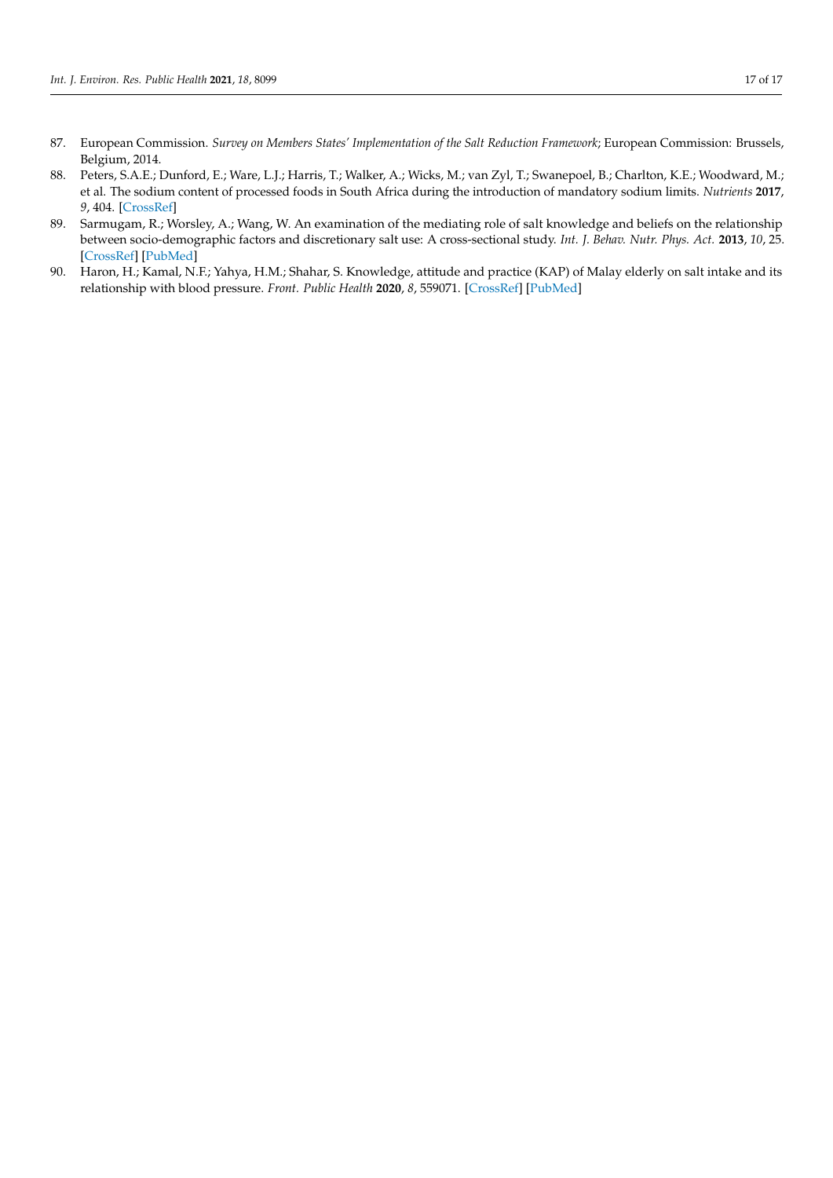87. European Commission. *Survey on Members States' Implementation of the Salt Reduction Framework*; European Commission: Brussels, Belgium, 2014.
88. Peters, S.A.E.; Dunford, E.; Ware, L.J.; Harris, T.; Walker, A.; Wicks, M.; van Zyl, T.; Swanepoel, B.; Charlton, K.E.; Woodward, M.; et al. The sodium content of processed foods in South Africa during the introduction of mandatory sodium limits. *Nutrients* **2017**, *9*, 404. [CrossRef]
89. Sarmugam, R.; Worsley, A.; Wang, W. An examination of the mediating role of salt knowledge and beliefs on the relationship between socio-demographic factors and discretionary salt use: A cross-sectional study. *Int. J. Behav. Nutr. Phys. Act.* **2013**, *10*, 25. [CrossRef] [PubMed]
90. Haron, H.; Kamal, N.F.; Yahya, H.M.; Shahar, S. Knowledge, attitude and practice (KAP) of Malay elderly on salt intake and its relationship with blood pressure. *Front. Public Health* **2020**, *8*, 559071. [CrossRef] [PubMed]